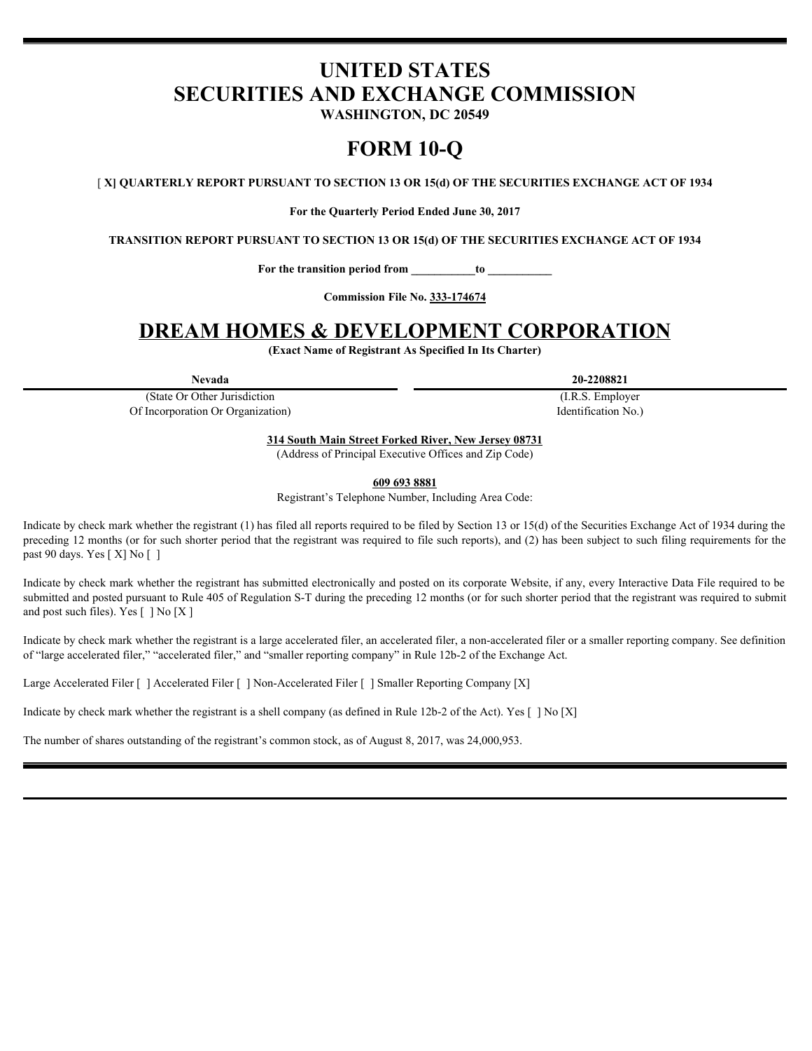# UNITED STATES
# SECURITIES AND EXCHANGE COMMISSION

**WASHINGTON, DC 20549**

# FORM 10-Q

[ **X] QUARTERLY REPORT PURSUANT TO SECTION 13 OR 15(d) OF THE SECURITIES EXCHANGE ACT OF 1934**

**For the Quarterly Period Ended June 30, 2017**

**TRANSITION REPORT PURSUANT TO SECTION 13 OR 15(d) OF THE SECURITIES EXCHANGE ACT OF 1934**

**For the transition period from \_\_\_\_\_\_\_\_\_\_\_to \_\_\_\_\_\_\_\_\_\_\_**

**Commission File No. 333-174674**

# DREAM HOMES & DEVELOPMENT CORPORATION

**(Exact Name of Registrant As Specified In Its Charter)**

| **Nevada** | **20-2208821** |
|---|---|
| (State Or Other Jurisdiction Of Incorporation Or Organization) | (I.R.S. Employer Identification No.) |

**314 South Main Street Forked River, New Jersey 08731**

(Address of Principal Executive Offices and Zip Code)

**609 693 8881**

Registrant's Telephone Number, Including Area Code:

Indicate by check mark whether the registrant (1) has filed all reports required to be filed by Section 13 or 15(d) of the Securities Exchange Act of 1934 during the preceding 12 months (or for such shorter period that the registrant was required to file such reports), and (2) has been subject to such filing requirements for the past 90 days. Yes [ X] No [ ]

Indicate by check mark whether the registrant has submitted electronically and posted on its corporate Website, if any, every Interactive Data File required to be submitted and posted pursuant to Rule 405 of Regulation S-T during the preceding 12 months (or for such shorter period that the registrant was required to submit and post such files). Yes [ ] No [X ]

Indicate by check mark whether the registrant is a large accelerated filer, an accelerated filer, a non-accelerated filer or a smaller reporting company. See definition of "large accelerated filer," "accelerated filer," and "smaller reporting company" in Rule 12b-2 of the Exchange Act.

Large Accelerated Filer [ ] Accelerated Filer [ ] Non-Accelerated Filer [ ] Smaller Reporting Company [X]

Indicate by check mark whether the registrant is a shell company (as defined in Rule 12b-2 of the Act). Yes [ ] No [X]

The number of shares outstanding of the registrant's common stock, as of August 8, 2017, was 24,000,953.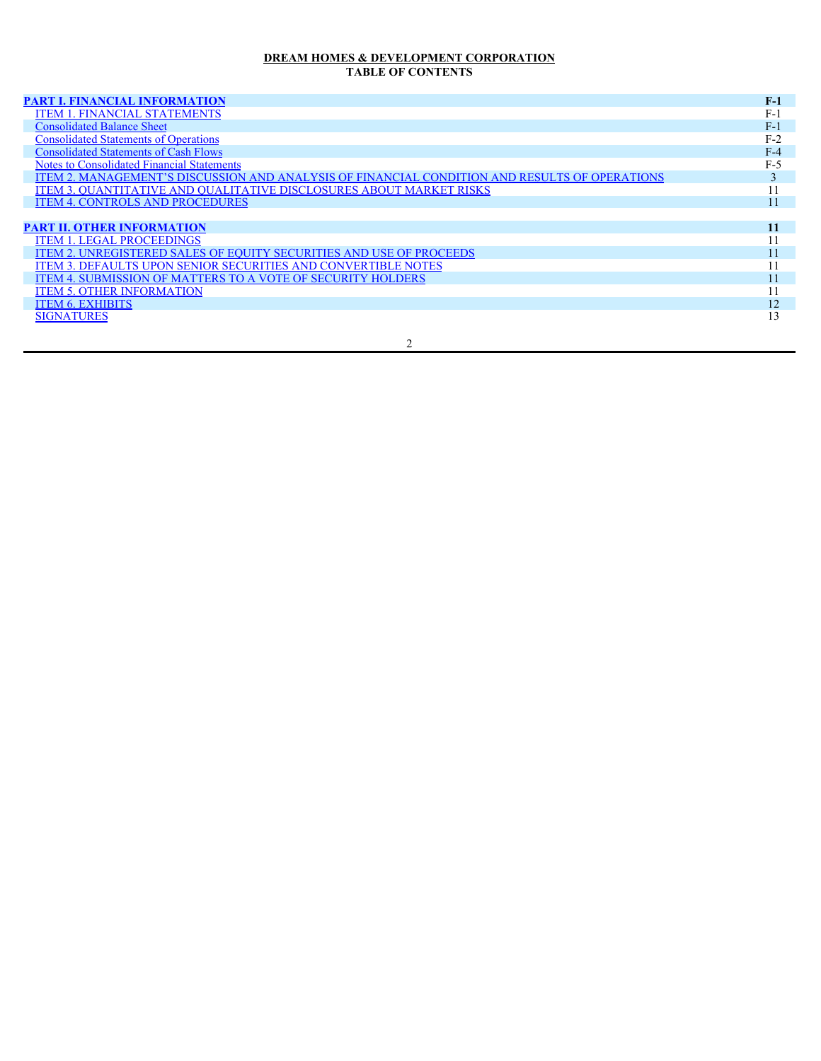**DREAM HOMES & DEVELOPMENT CORPORATION**
**TABLE OF CONTENTS**

| | |
|---|---|
| **PART I. FINANCIAL INFORMATION** | **F-1** |
| ITEM 1. FINANCIAL STATEMENTS | F-1 |
| Consolidated Balance Sheet | F-1 |
| Consolidated Statements of Operations | F-2 |
| Consolidated Statements of Cash Flows | F-4 |
| Notes to Consolidated Financial Statements | F-5 |
| ITEM 2. MANAGEMENT'S DISCUSSION AND ANALYSIS OF FINANCIAL CONDITION AND RESULTS OF OPERATIONS | 3 |
| ITEM 3. QUANTITATIVE AND QUALITATIVE DISCLOSURES ABOUT MARKET RISKS | 11 |
| ITEM 4. CONTROLS AND PROCEDURES | 11 |
| | |
| **PART II. OTHER INFORMATION** | **11** |
| ITEM 1. LEGAL PROCEEDINGS | 11 |
| ITEM 2. UNREGISTERED SALES OF EQUITY SECURITIES AND USE OF PROCEEDS | 11 |
| ITEM 3. DEFAULTS UPON SENIOR SECURITIES AND CONVERTIBLE NOTES | 11 |
| ITEM 4. SUBMISSION OF MATTERS TO A VOTE OF SECURITY HOLDERS | 11 |
| ITEM 5. OTHER INFORMATION | 11 |
| ITEM 6. EXHIBITS | 12 |
| SIGNATURES | 13 |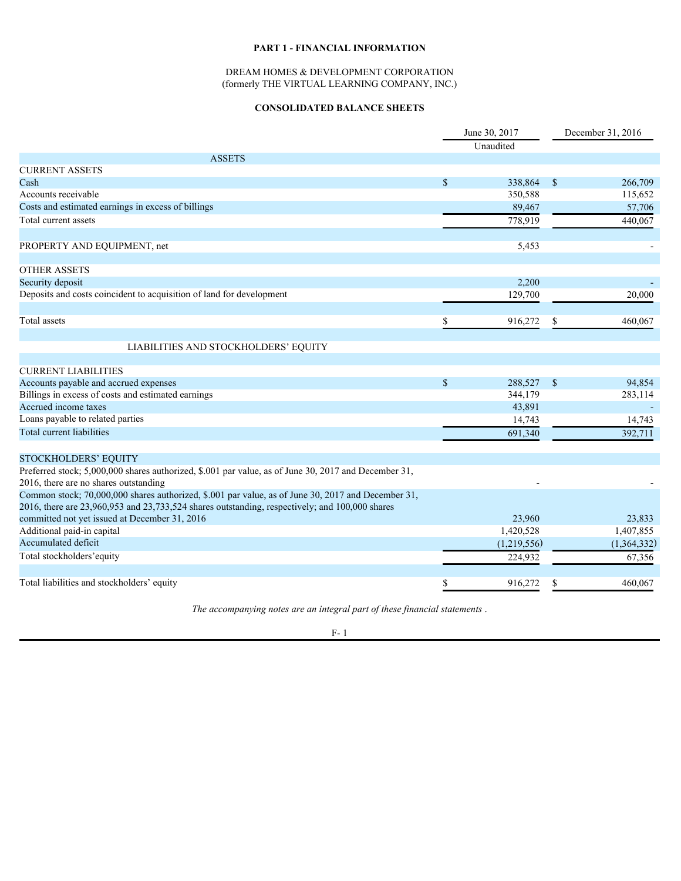**PART 1 - FINANCIAL INFORMATION**

DREAM HOMES & DEVELOPMENT CORPORATION
(formerly THE VIRTUAL LEARNING COMPANY, INC.)

**CONSOLIDATED BALANCE SHEETS**

| | June 30, 2017 | December 31, 2016 |
|---|---|---|
| | Unaudited | |
| ASSETS | | |
| CURRENT ASSETS | | |
| Cash | $ 338,864 | $ 266,709 |
| Accounts receivable | 350,588 | 115,652 |
| Costs and estimated earnings in excess of billings | 89,467 | 57,706 |
| Total current assets | 778,919 | 440,067 |
| | | |
| PROPERTY AND EQUIPMENT, net | 5,453 | - |
| | | |
| OTHER ASSETS | | |
| Security deposit | 2,200 | - |
| Deposits and costs coincident to acquisition of land for development | 129,700 | 20,000 |
| | | |
| Total assets | $ 916,272 | $ 460,067 |
| | | |
| LIABILITIES AND STOCKHOLDERS' EQUITY | | |
| | | |
| CURRENT LIABILITIES | | |
| Accounts payable and accrued expenses | $ 288,527 | $ 94,854 |
| Billings in excess of costs and estimated earnings | 344,179 | 283,114 |
| Accrued income taxes | 43,891 | - |
| Loans payable to related parties | 14,743 | 14,743 |
| Total current liabilities | 691,340 | 392,711 |
| | | |
| STOCKHOLDERS' EQUITY | | |
| Preferred stock; 5,000,000 shares authorized, $.001 par value, as of June 30, 2017 and December 31, 2016, there are no shares outstanding | - | - |
| Common stock; 70,000,000 shares authorized, $.001 par value, as of June 30, 2017 and December 31, 2016, there are 23,960,953 and 23,733,524 shares outstanding, respectively; and 100,000 shares committed not yet issued at December 31, 2016 | 23,960 | 23,833 |
| Additional paid-in capital | 1,420,528 | 1,407,855 |
| Accumulated deficit | (1,219,556) | (1,364,332) |
| Total stockholders'equity | 224,932 | 67,356 |
| | | |
| Total liabilities and stockholders' equity | $ 916,272 | $ 460,067 |

*The accompanying notes are an integral part of these financial statements .*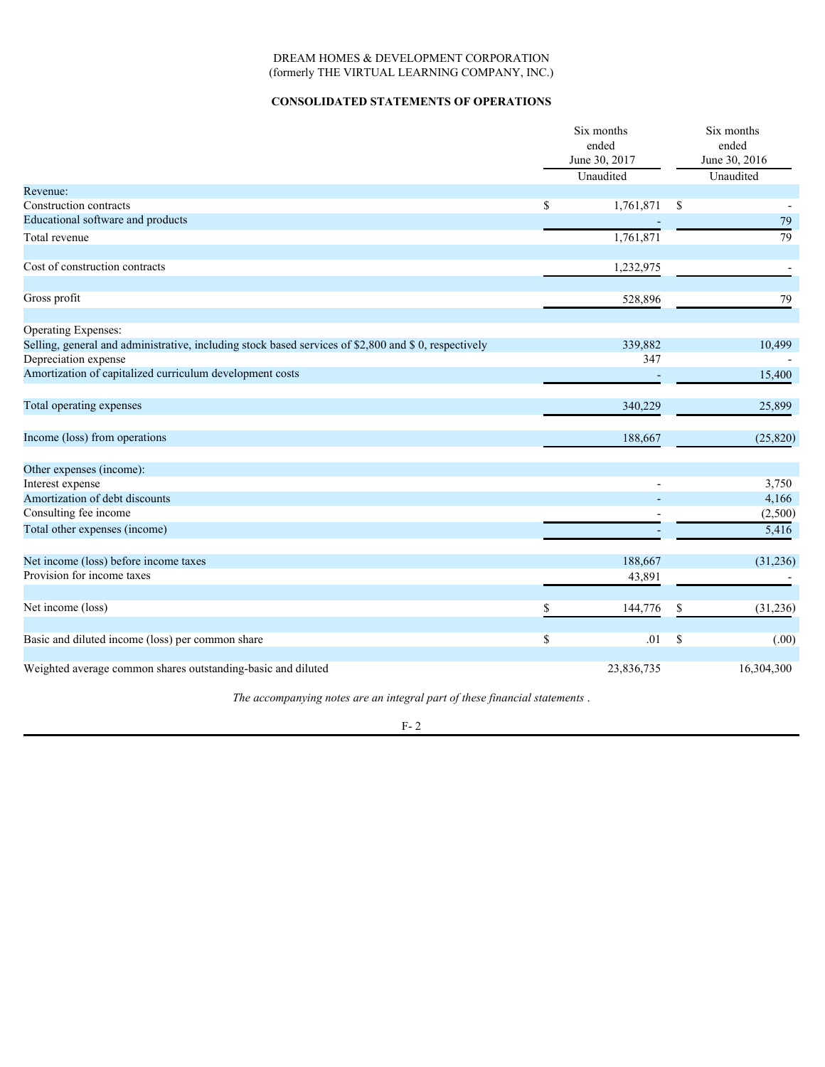DREAM HOMES & DEVELOPMENT CORPORATION
(formerly THE VIRTUAL LEARNING COMPANY, INC.)

**CONSOLIDATED STATEMENTS OF OPERATIONS**

| | Six months ended June 30, 2017 | Six months ended June 30, 2016 |
|---|---|---|
| | Unaudited | Unaudited |
| Revenue: | | |
| Construction contracts | $ 1,761,871 | $ - |
| Educational software and products | - | 79 |
| Total revenue | 1,761,871 | 79 |
| | | |
| Cost of construction contracts | 1,232,975 | - |
| | | |
| Gross profit | 528,896 | 79 |
| | | |
| Operating Expenses: | | |
| Selling, general and administrative, including stock based services of $2,800 and $ 0, respectively | 339,882 | 10,499 |
| Depreciation expense | 347 | - |
| Amortization of capitalized curriculum development costs | - | 15,400 |
| | | |
| Total operating expenses | 340,229 | 25,899 |
| | | |
| Income (loss) from operations | 188,667 | (25,820) |
| | | |
| Other expenses (income): | | |
| Interest expense | - | 3,750 |
| Amortization of debt discounts | - | 4,166 |
| Consulting fee income | - | (2,500) |
| Total other expenses (income) | - | 5,416 |
| | | |
| Net income (loss) before income taxes | 188,667 | (31,236) |
| Provision for income taxes | 43,891 | - |
| | | |
| Net income (loss) | $ 144,776 | $ (31,236) |
| | | |
| Basic and diluted income (loss) per common share | $ .01 | $ (.00) |
| | | |
| Weighted average common shares outstanding-basic and diluted | 23,836,735 | 16,304,300 |

*The accompanying notes are an integral part of these financial statements .*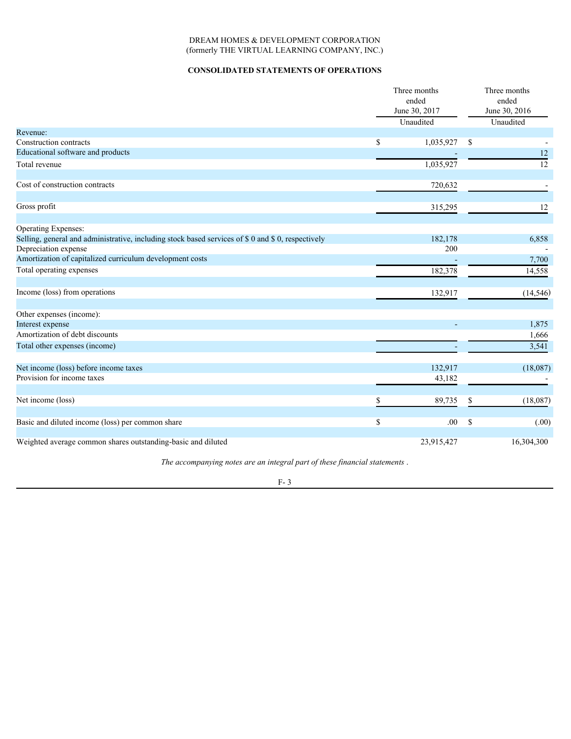DREAM HOMES & DEVELOPMENT CORPORATION
(formerly THE VIRTUAL LEARNING COMPANY, INC.)

## CONSOLIDATED STATEMENTS OF OPERATIONS

| | Three months ended June 30, 2017 | Three months ended June 30, 2016 |
|---|---|---|
| | Unaudited | Unaudited |
| Revenue: | | |
| Construction contracts | $ 1,035,927 | $ - |
| Educational software and products | - | 12 |
| Total revenue | 1,035,927 | 12 |
| | | |
| Cost of construction contracts | 720,632 | - |
| | | |
| Gross profit | 315,295 | 12 |
| | | |
| Operating Expenses: | | |
| Selling, general and administrative, including stock based services of $ 0 and $ 0, respectively | 182,178 | 6,858 |
| Depreciation expense | 200 | - |
| Amortization of capitalized curriculum development costs | - | 7,700 |
| Total operating expenses | 182,378 | 14,558 |
| | | |
| Income (loss) from operations | 132,917 | (14,546) |
| | | |
| Other expenses (income): | | |
| Interest expense | - | 1,875 |
| Amortization of debt discounts | | 1,666 |
| Total other expenses (income) | - | 3,541 |
| | | |
| Net income (loss) before income taxes | 132,917 | (18,087) |
| Provision for income taxes | 43,182 | - |
| | | |
| Net income (loss) | $ 89,735 | $ (18,087) |
| | | |
| Basic and diluted income (loss) per common share | $ .00 | $ (.00) |
| | | |
| Weighted average common shares outstanding-basic and diluted | 23,915,427 | 16,304,300 |

*The accompanying notes are an integral part of these financial statements .*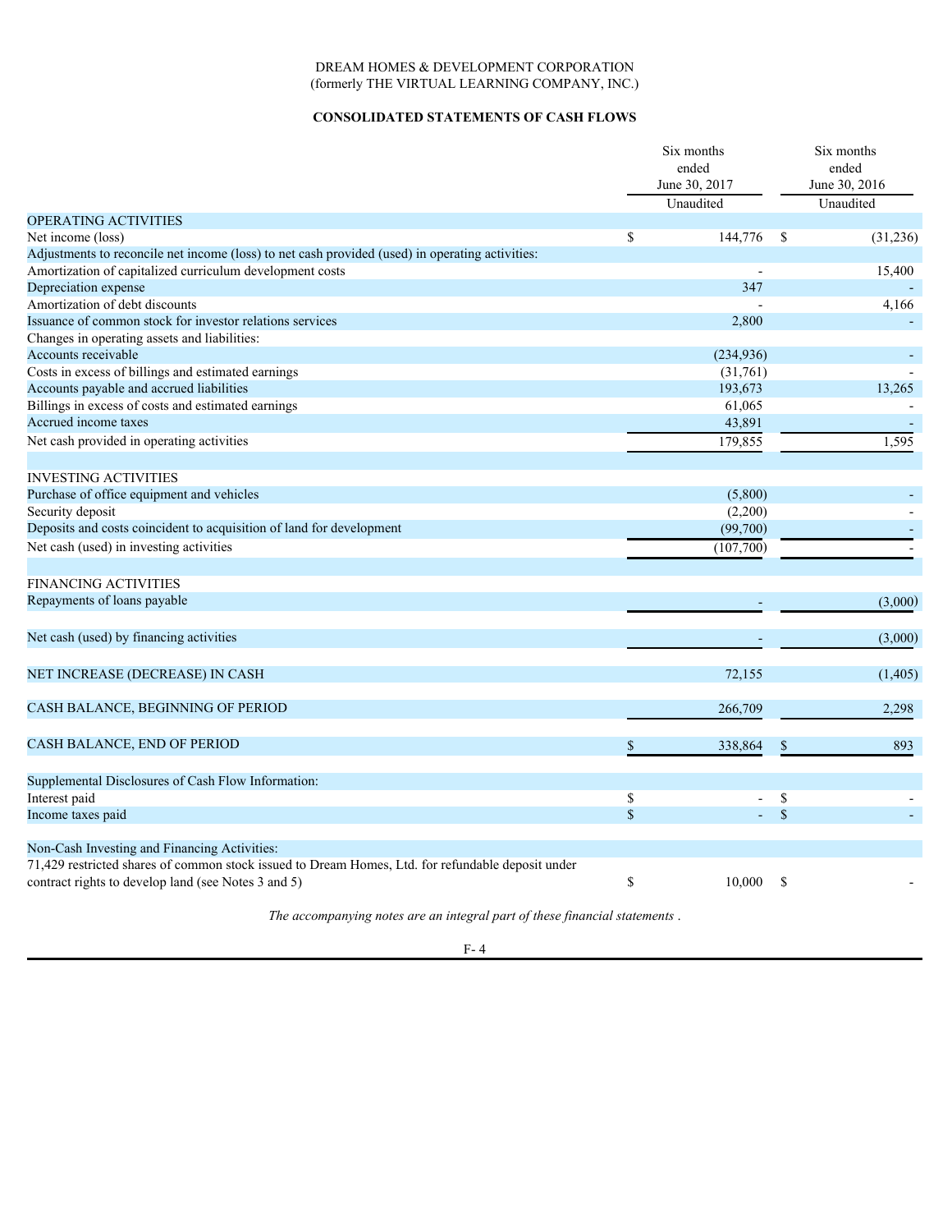DREAM HOMES & DEVELOPMENT CORPORATION
(formerly THE VIRTUAL LEARNING COMPANY, INC.)

**CONSOLIDATED STATEMENTS OF CASH FLOWS**

| | Six months ended June 30, 2017 | Six months ended June 30, 2016 |
|---|---|---|
| | Unaudited | Unaudited |
| OPERATING ACTIVITIES | | |
| Net income (loss) | $ 144,776 | $ (31,236) |
| Adjustments to reconcile net income (loss) to net cash provided (used) in operating activities: | | |
| Amortization of capitalized curriculum development costs | - | 15,400 |
| Depreciation expense | 347 | - |
| Amortization of debt discounts | - | 4,166 |
| Issuance of common stock for investor relations services | 2,800 | - |
| Changes in operating assets and liabilities: | | |
| Accounts receivable | (234,936) | - |
| Costs in excess of billings and estimated earnings | (31,761) | - |
| Accounts payable and accrued liabilities | 193,673 | 13,265 |
| Billings in excess of costs and estimated earnings | 61,065 | - |
| Accrued income taxes | 43,891 | - |
| Net cash provided in operating activities | 179,855 | 1,595 |
| | | |
| INVESTING ACTIVITIES | | |
| Purchase of office equipment and vehicles | (5,800) | - |
| Security deposit | (2,200) | - |
| Deposits and costs coincident to acquisition of land for development | (99,700) | - |
| Net cash (used) in investing activities | (107,700) | - |
| | | |
| FINANCING ACTIVITIES | | |
| Repayments of loans payable | - | (3,000) |
| | | |
| Net cash (used) by financing activities | - | (3,000) |
| | | |
| NET INCREASE (DECREASE) IN CASH | 72,155 | (1,405) |
| | | |
| CASH BALANCE, BEGINNING OF PERIOD | 266,709 | 2,298 |
| | | |
| CASH BALANCE, END OF PERIOD | $ 338,864 | $ 893 |
| | | |
| Supplemental Disclosures of Cash Flow Information: | | |
| Interest paid | $ - | $ - |
| Income taxes paid | $ - | $ - |
| | | |
| Non-Cash Investing and Financing Activities: | | |
| 71,429 restricted shares of common stock issued to Dream Homes, Ltd. for refundable deposit under contract rights to develop land (see Notes 3 and 5) | $ 10,000 | $ - |

*The accompanying notes are an integral part of these financial statements .*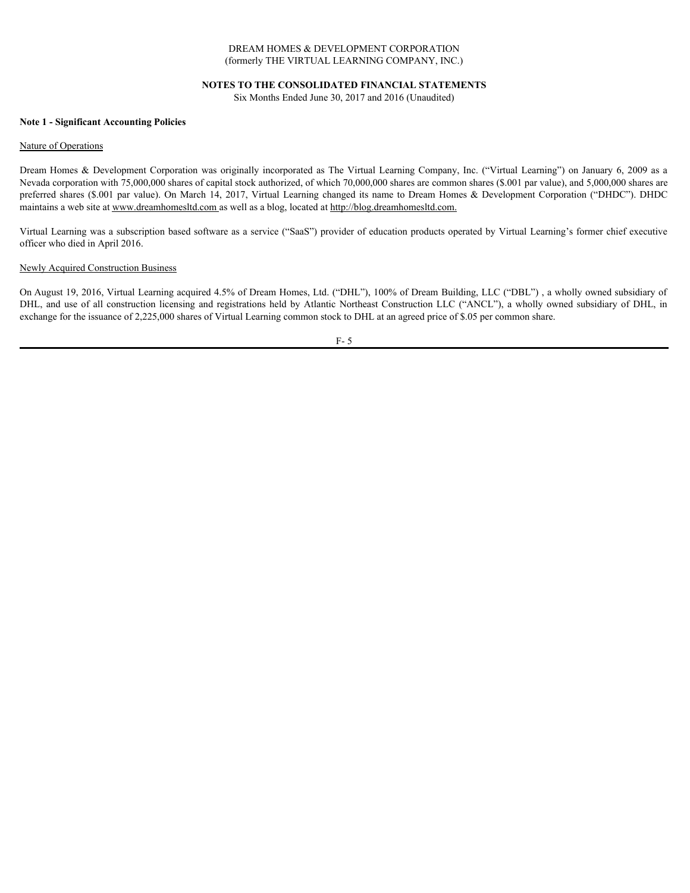DREAM HOMES & DEVELOPMENT CORPORATION
(formerly THE VIRTUAL LEARNING COMPANY, INC.)

**NOTES TO THE CONSOLIDATED FINANCIAL STATEMENTS**
Six Months Ended June 30, 2017 and 2016 (Unaudited)

**Note 1 - Significant Accounting Policies**

Nature of Operations

Dream Homes & Development Corporation was originally incorporated as The Virtual Learning Company, Inc. ("Virtual Learning") on January 6, 2009 as a Nevada corporation with 75,000,000 shares of capital stock authorized, of which 70,000,000 shares are common shares ($.001 par value), and 5,000,000 shares are preferred shares ($.001 par value). On March 14, 2017, Virtual Learning changed its name to Dream Homes & Development Corporation ("DHDC"). DHDC maintains a web site at www.dreamhomesltd.com as well as a blog, located at http://blog.dreamhomesltd.com.

Virtual Learning was a subscription based software as a service ("SaaS") provider of education products operated by Virtual Learning's former chief executive officer who died in April 2016.

Newly Acquired Construction Business

On August 19, 2016, Virtual Learning acquired 4.5% of Dream Homes, Ltd. ("DHL"), 100% of Dream Building, LLC ("DBL") , a wholly owned subsidiary of DHL, and use of all construction licensing and registrations held by Atlantic Northeast Construction LLC ("ANCL"), a wholly owned subsidiary of DHL, in exchange for the issuance of 2,225,000 shares of Virtual Learning common stock to DHL at an agreed price of $.05 per common share.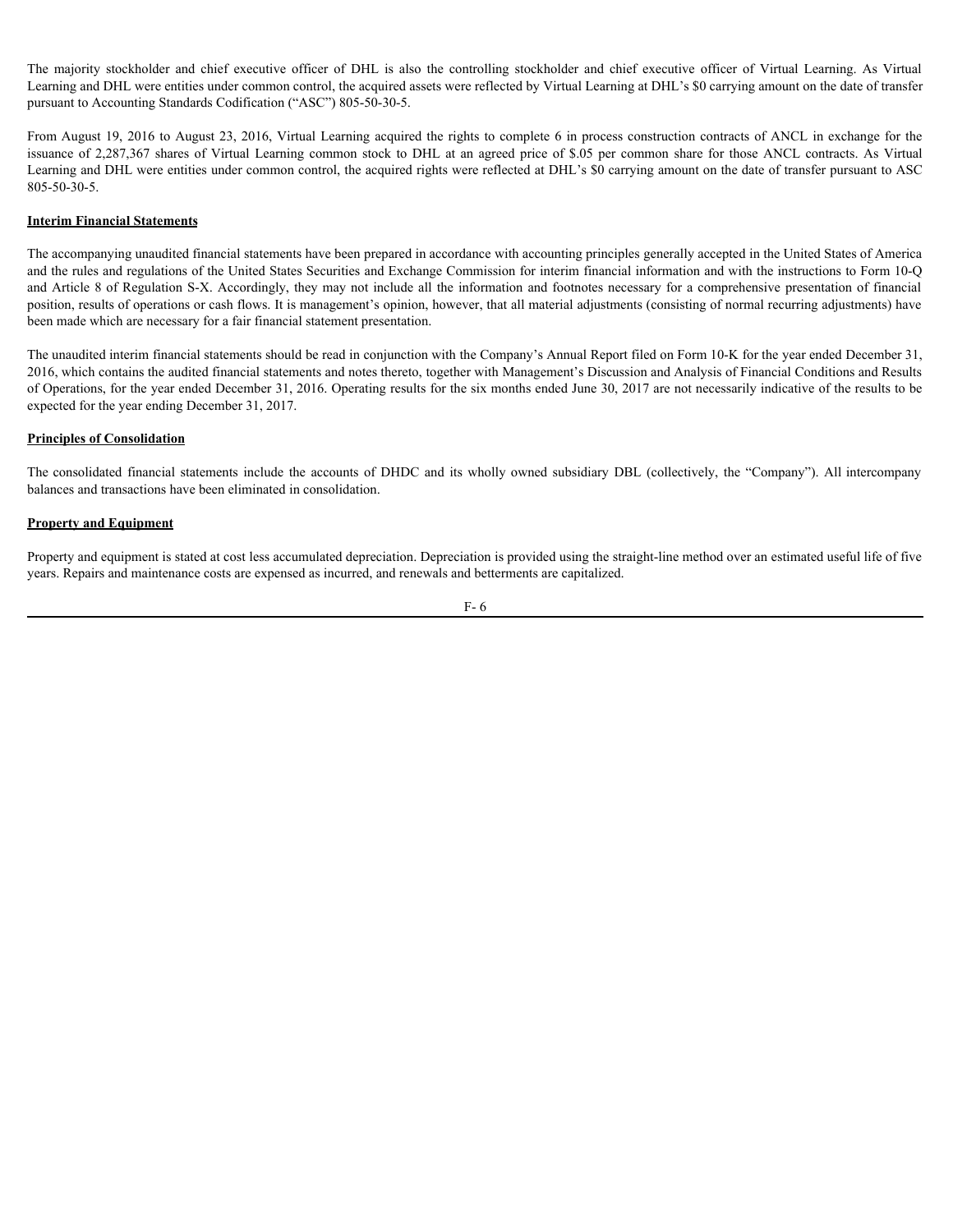The majority stockholder and chief executive officer of DHL is also the controlling stockholder and chief executive officer of Virtual Learning. As Virtual Learning and DHL were entities under common control, the acquired assets were reflected by Virtual Learning at DHL's $0 carrying amount on the date of transfer pursuant to Accounting Standards Codification ("ASC") 805-50-30-5.

From August 19, 2016 to August 23, 2016, Virtual Learning acquired the rights to complete 6 in process construction contracts of ANCL in exchange for the issuance of 2,287,367 shares of Virtual Learning common stock to DHL at an agreed price of $.05 per common share for those ANCL contracts. As Virtual Learning and DHL were entities under common control, the acquired rights were reflected at DHL's $0 carrying amount on the date of transfer pursuant to ASC 805-50-30-5.

**Interim Financial Statements**

The accompanying unaudited financial statements have been prepared in accordance with accounting principles generally accepted in the United States of America and the rules and regulations of the United States Securities and Exchange Commission for interim financial information and with the instructions to Form 10-Q and Article 8 of Regulation S-X. Accordingly, they may not include all the information and footnotes necessary for a comprehensive presentation of financial position, results of operations or cash flows. It is management's opinion, however, that all material adjustments (consisting of normal recurring adjustments) have been made which are necessary for a fair financial statement presentation.

The unaudited interim financial statements should be read in conjunction with the Company's Annual Report filed on Form 10-K for the year ended December 31, 2016, which contains the audited financial statements and notes thereto, together with Management's Discussion and Analysis of Financial Conditions and Results of Operations, for the year ended December 31, 2016. Operating results for the six months ended June 30, 2017 are not necessarily indicative of the results to be expected for the year ending December 31, 2017.

**Principles of Consolidation**

The consolidated financial statements include the accounts of DHDC and its wholly owned subsidiary DBL (collectively, the "Company"). All intercompany balances and transactions have been eliminated in consolidation.

**Property and Equipment**

Property and equipment is stated at cost less accumulated depreciation. Depreciation is provided using the straight-line method over an estimated useful life of five years. Repairs and maintenance costs are expensed as incurred, and renewals and betterments are capitalized.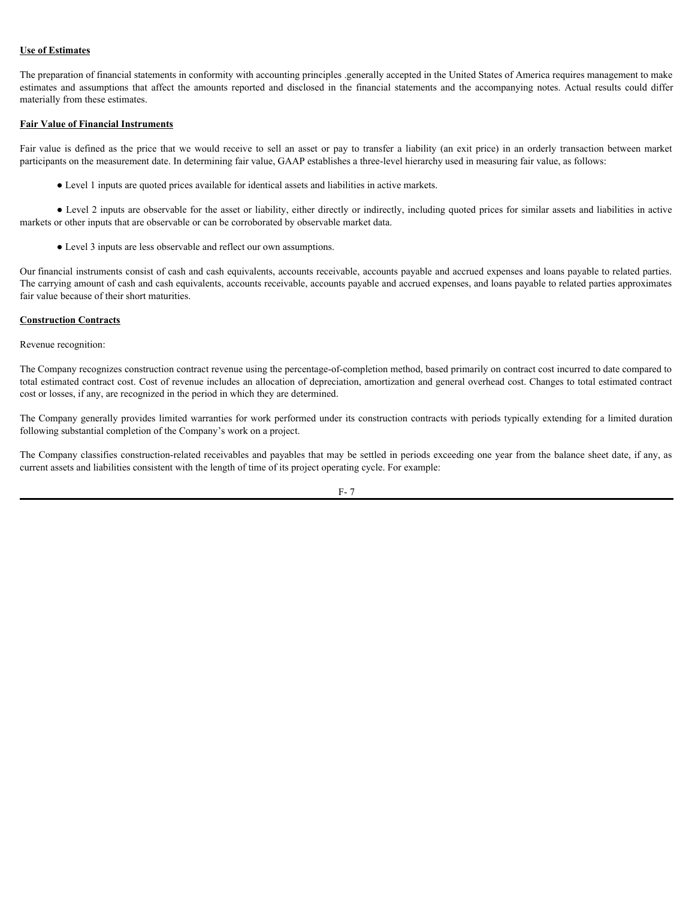**Use of Estimates**

The preparation of financial statements in conformity with accounting principles .generally accepted in the United States of America requires management to make estimates and assumptions that affect the amounts reported and disclosed in the financial statements and the accompanying notes. Actual results could differ materially from these estimates.

**Fair Value of Financial Instruments**

Fair value is defined as the price that we would receive to sell an asset or pay to transfer a liability (an exit price) in an orderly transaction between market participants on the measurement date. In determining fair value, GAAP establishes a three-level hierarchy used in measuring fair value, as follows:

- Level 1 inputs are quoted prices available for identical assets and liabilities in active markets.
- Level 2 inputs are observable for the asset or liability, either directly or indirectly, including quoted prices for similar assets and liabilities in active markets or other inputs that are observable or can be corroborated by observable market data.
- Level 3 inputs are less observable and reflect our own assumptions.

Our financial instruments consist of cash and cash equivalents, accounts receivable, accounts payable and accrued expenses and loans payable to related parties. The carrying amount of cash and cash equivalents, accounts receivable, accounts payable and accrued expenses, and loans payable to related parties approximates fair value because of their short maturities.

**Construction Contracts**

Revenue recognition:

The Company recognizes construction contract revenue using the percentage-of-completion method, based primarily on contract cost incurred to date compared to total estimated contract cost. Cost of revenue includes an allocation of depreciation, amortization and general overhead cost. Changes to total estimated contract cost or losses, if any, are recognized in the period in which they are determined.

The Company generally provides limited warranties for work performed under its construction contracts with periods typically extending for a limited duration following substantial completion of the Company's work on a project.

The Company classifies construction-related receivables and payables that may be settled in periods exceeding one year from the balance sheet date, if any, as current assets and liabilities consistent with the length of time of its project operating cycle. For example: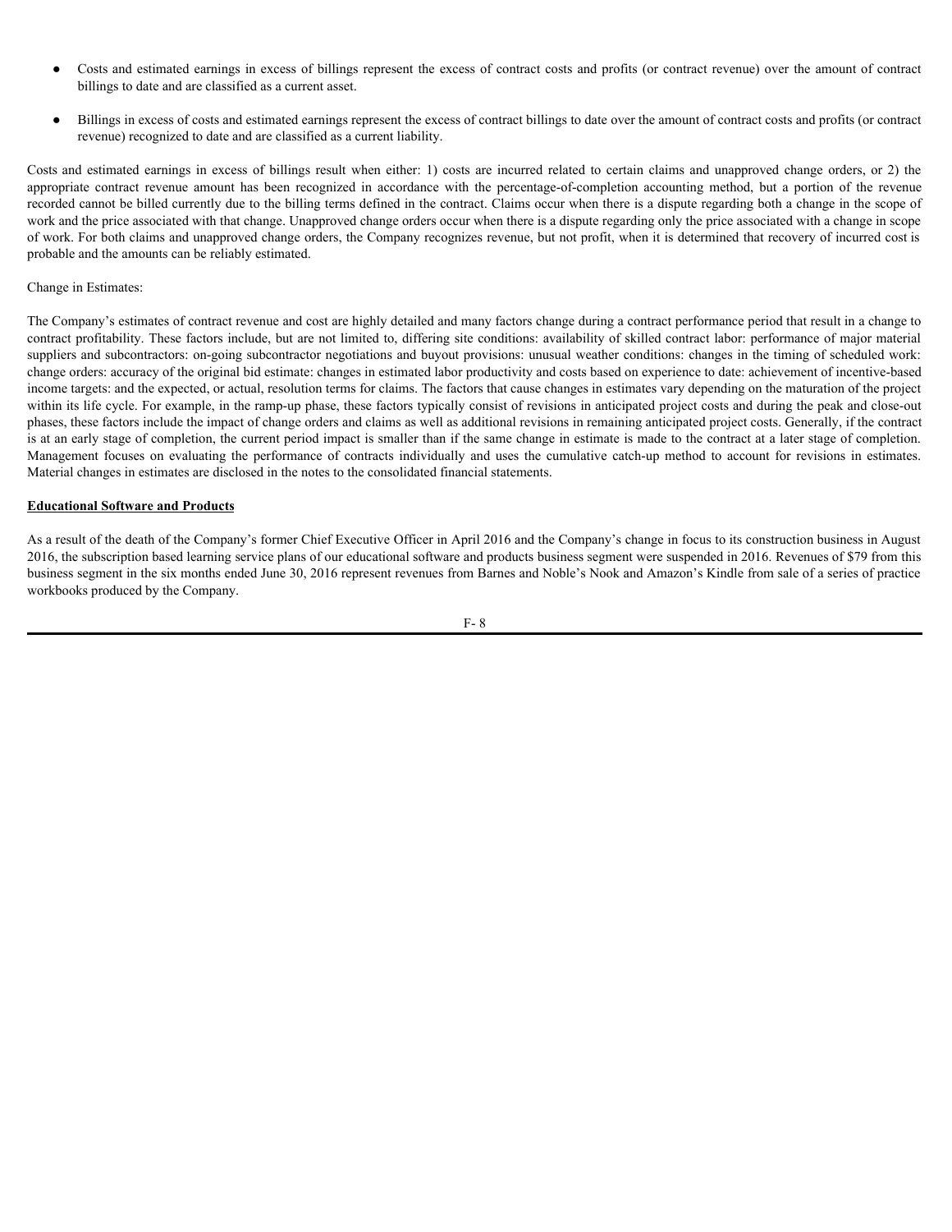- Costs and estimated earnings in excess of billings represent the excess of contract costs and profits (or contract revenue) over the amount of contract billings to date and are classified as a current asset.

- Billings in excess of costs and estimated earnings represent the excess of contract billings to date over the amount of contract costs and profits (or contract revenue) recognized to date and are classified as a current liability.

Costs and estimated earnings in excess of billings result when either: 1) costs are incurred related to certain claims and unapproved change orders, or 2) the appropriate contract revenue amount has been recognized in accordance with the percentage-of-completion accounting method, but a portion of the revenue recorded cannot be billed currently due to the billing terms defined in the contract. Claims occur when there is a dispute regarding both a change in the scope of work and the price associated with that change. Unapproved change orders occur when there is a dispute regarding only the price associated with a change in scope of work. For both claims and unapproved change orders, the Company recognizes revenue, but not profit, when it is determined that recovery of incurred cost is probable and the amounts can be reliably estimated.

Change in Estimates:

The Company's estimates of contract revenue and cost are highly detailed and many factors change during a contract performance period that result in a change to contract profitability. These factors include, but are not limited to, differing site conditions: availability of skilled contract labor: performance of major material suppliers and subcontractors: on-going subcontractor negotiations and buyout provisions: unusual weather conditions: changes in the timing of scheduled work: change orders: accuracy of the original bid estimate: changes in estimated labor productivity and costs based on experience to date: achievement of incentive-based income targets: and the expected, or actual, resolution terms for claims. The factors that cause changes in estimates vary depending on the maturation of the project within its life cycle. For example, in the ramp-up phase, these factors typically consist of revisions in anticipated project costs and during the peak and close-out phases, these factors include the impact of change orders and claims as well as additional revisions in remaining anticipated project costs. Generally, if the contract is at an early stage of completion, the current period impact is smaller than if the same change in estimate is made to the contract at a later stage of completion. Management focuses on evaluating the performance of contracts individually and uses the cumulative catch-up method to account for revisions in estimates. Material changes in estimates are disclosed in the notes to the consolidated financial statements.

**Educational Software and Products**

As a result of the death of the Company's former Chief Executive Officer in April 2016 and the Company's change in focus to its construction business in August 2016, the subscription based learning service plans of our educational software and products business segment were suspended in 2016. Revenues of $79 from this business segment in the six months ended June 30, 2016 represent revenues from Barnes and Noble's Nook and Amazon's Kindle from sale of a series of practice workbooks produced by the Company.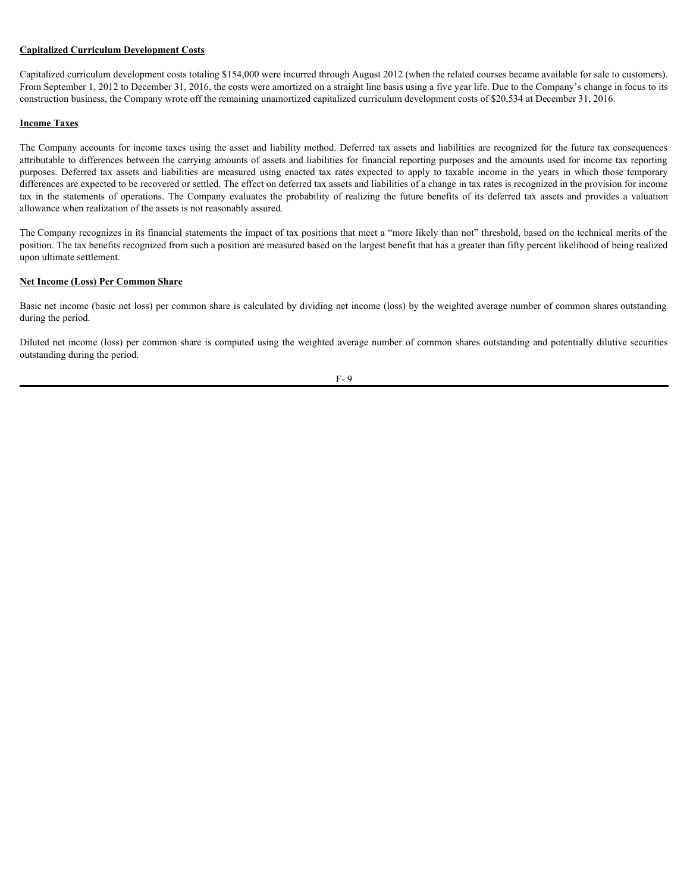**Capitalized Curriculum Development Costs**

Capitalized curriculum development costs totaling $154,000 were incurred through August 2012 (when the related courses became available for sale to customers). From September 1, 2012 to December 31, 2016, the costs were amortized on a straight line basis using a five year life. Due to the Company's change in focus to its construction business, the Company wrote off the remaining unamortized capitalized curriculum development costs of $20,534 at December 31, 2016.

**Income Taxes**

The Company accounts for income taxes using the asset and liability method. Deferred tax assets and liabilities are recognized for the future tax consequences attributable to differences between the carrying amounts of assets and liabilities for financial reporting purposes and the amounts used for income tax reporting purposes. Deferred tax assets and liabilities are measured using enacted tax rates expected to apply to taxable income in the years in which those temporary differences are expected to be recovered or settled. The effect on deferred tax assets and liabilities of a change in tax rates is recognized in the provision for income tax in the statements of operations. The Company evaluates the probability of realizing the future benefits of its deferred tax assets and provides a valuation allowance when realization of the assets is not reasonably assured.

The Company recognizes in its financial statements the impact of tax positions that meet a "more likely than not" threshold, based on the technical merits of the position. The tax benefits recognized from such a position are measured based on the largest benefit that has a greater than fifty percent likelihood of being realized upon ultimate settlement.

**Net Income (Loss) Per Common Share**

Basic net income (basic net loss) per common share is calculated by dividing net income (loss) by the weighted average number of common shares outstanding during the period.

Diluted net income (loss) per common share is computed using the weighted average number of common shares outstanding and potentially dilutive securities outstanding during the period.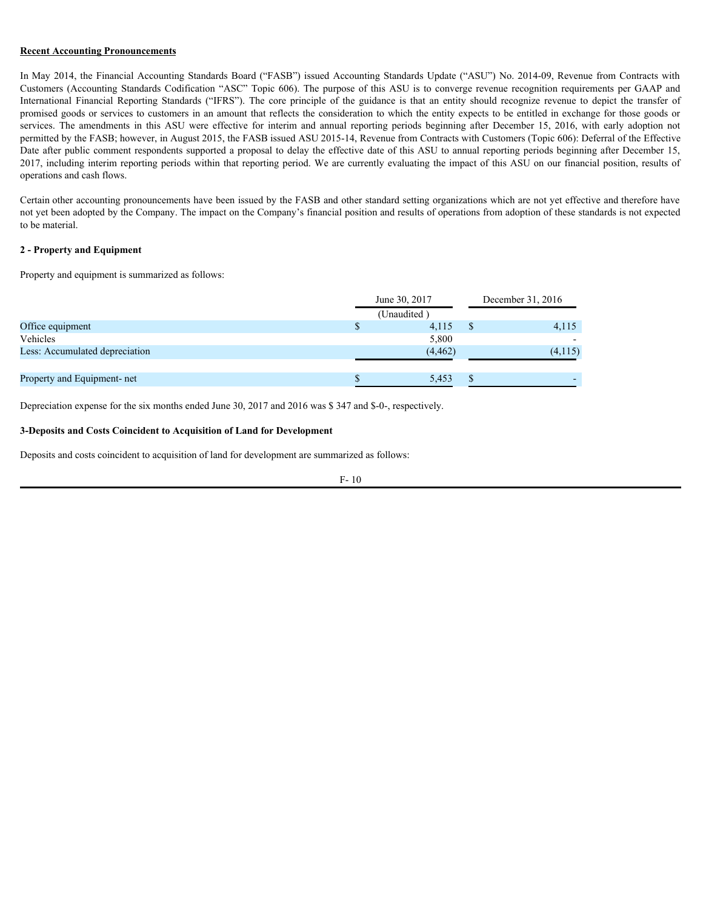**Recent Accounting Pronouncements**

In May 2014, the Financial Accounting Standards Board ("FASB") issued Accounting Standards Update ("ASU") No. 2014-09, Revenue from Contracts with Customers (Accounting Standards Codification "ASC" Topic 606). The purpose of this ASU is to converge revenue recognition requirements per GAAP and International Financial Reporting Standards ("IFRS"). The core principle of the guidance is that an entity should recognize revenue to depict the transfer of promised goods or services to customers in an amount that reflects the consideration to which the entity expects to be entitled in exchange for those goods or services. The amendments in this ASU were effective for interim and annual reporting periods beginning after December 15, 2016, with early adoption not permitted by the FASB; however, in August 2015, the FASB issued ASU 2015-14, Revenue from Contracts with Customers (Topic 606): Deferral of the Effective Date after public comment respondents supported a proposal to delay the effective date of this ASU to annual reporting periods beginning after December 15, 2017, including interim reporting periods within that reporting period. We are currently evaluating the impact of this ASU on our financial position, results of operations and cash flows.

Certain other accounting pronouncements have been issued by the FASB and other standard setting organizations which are not yet effective and therefore have not yet been adopted by the Company. The impact on the Company's financial position and results of operations from adoption of these standards is not expected to be material.

**2 - Property and Equipment**

Property and equipment is summarized as follows:

| | June 30, 2017 | December 31, 2016 |
|---|---|---|
| | (Unaudited ) | |
| Office equipment | $ 4,115 | $ 4,115 |
| Vehicles | 5,800 | - |
| Less: Accumulated depreciation | (4,462) | (4,115) |
| Property and Equipment- net | $ 5,453 | $ - |

Depreciation expense for the six months ended June 30, 2017 and 2016 was $ 347 and $-0-, respectively.

**3-Deposits and Costs Coincident to Acquisition of Land for Development**

Deposits and costs coincident to acquisition of land for development are summarized as follows: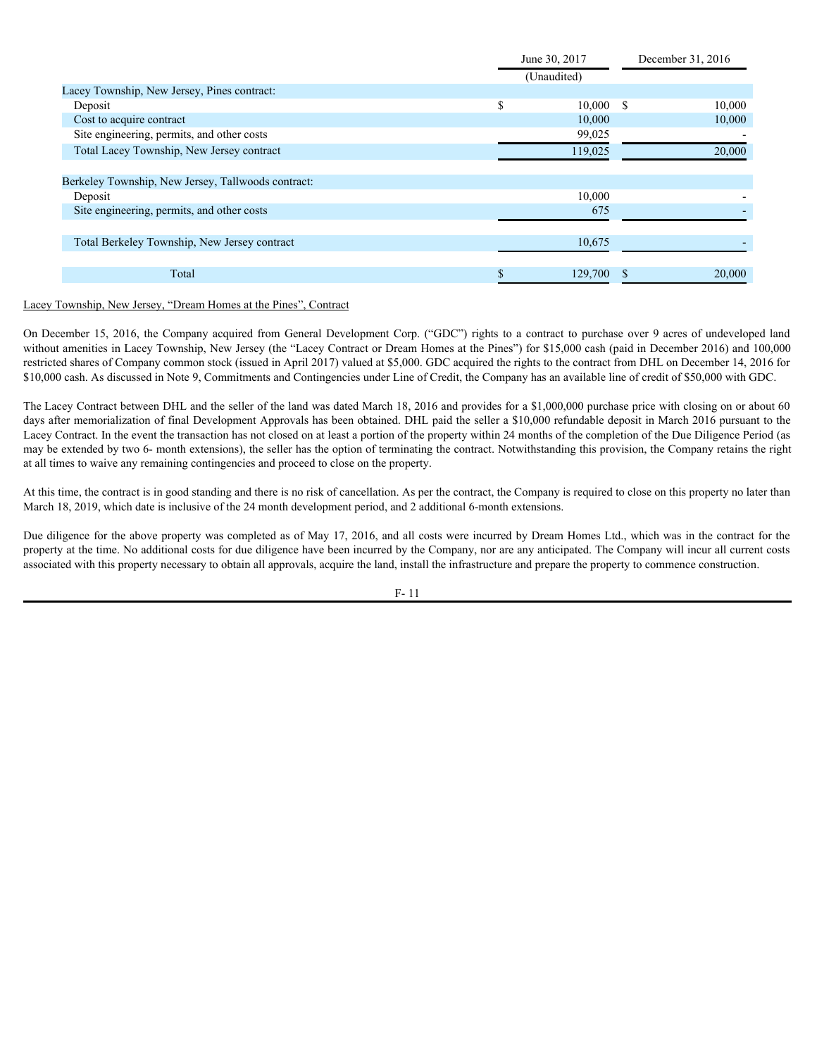| | June 30, 2017 | December 31, 2016 |
|---|---|---|
| | (Unaudited) | |
| Lacey Township, New Jersey, Pines contract: | | |
| Deposit | $ 10,000 | $ 10,000 |
| Cost to acquire contract | 10,000 | 10,000 |
| Site engineering, permits, and other costs | 99,025 | - |
| Total Lacey Township, New Jersey contract | 119,025 | 20,000 |
| | | |
| Berkeley Township, New Jersey, Tallwoods contract: | | |
| Deposit | 10,000 | - |
| Site engineering, permits, and other costs | 675 | - |
| | | |
| Total Berkeley Township, New Jersey contract | 10,675 | - |
| | | |
| Total | $ 129,700 | $ 20,000 |

Lacey Township, New Jersey, "Dream Homes at the Pines", Contract

On December 15, 2016, the Company acquired from General Development Corp. ("GDC") rights to a contract to purchase over 9 acres of undeveloped land without amenities in Lacey Township, New Jersey (the "Lacey Contract or Dream Homes at the Pines") for $15,000 cash (paid in December 2016) and 100,000 restricted shares of Company common stock (issued in April 2017) valued at $5,000. GDC acquired the rights to the contract from DHL on December 14, 2016 for $10,000 cash. As discussed in Note 9, Commitments and Contingencies under Line of Credit, the Company has an available line of credit of $50,000 with GDC.

The Lacey Contract between DHL and the seller of the land was dated March 18, 2016 and provides for a $1,000,000 purchase price with closing on or about 60 days after memorialization of final Development Approvals has been obtained. DHL paid the seller a $10,000 refundable deposit in March 2016 pursuant to the Lacey Contract. In the event the transaction has not closed on at least a portion of the property within 24 months of the completion of the Due Diligence Period (as may be extended by two 6- month extensions), the seller has the option of terminating the contract. Notwithstanding this provision, the Company retains the right at all times to waive any remaining contingencies and proceed to close on the property.

At this time, the contract is in good standing and there is no risk of cancellation. As per the contract, the Company is required to close on this property no later than March 18, 2019, which date is inclusive of the 24 month development period, and 2 additional 6-month extensions.

Due diligence for the above property was completed as of May 17, 2016, and all costs were incurred by Dream Homes Ltd., which was in the contract for the property at the time. No additional costs for due diligence have been incurred by the Company, nor are any anticipated. The Company will incur all current costs associated with this property necessary to obtain all approvals, acquire the land, install the infrastructure and prepare the property to commence construction.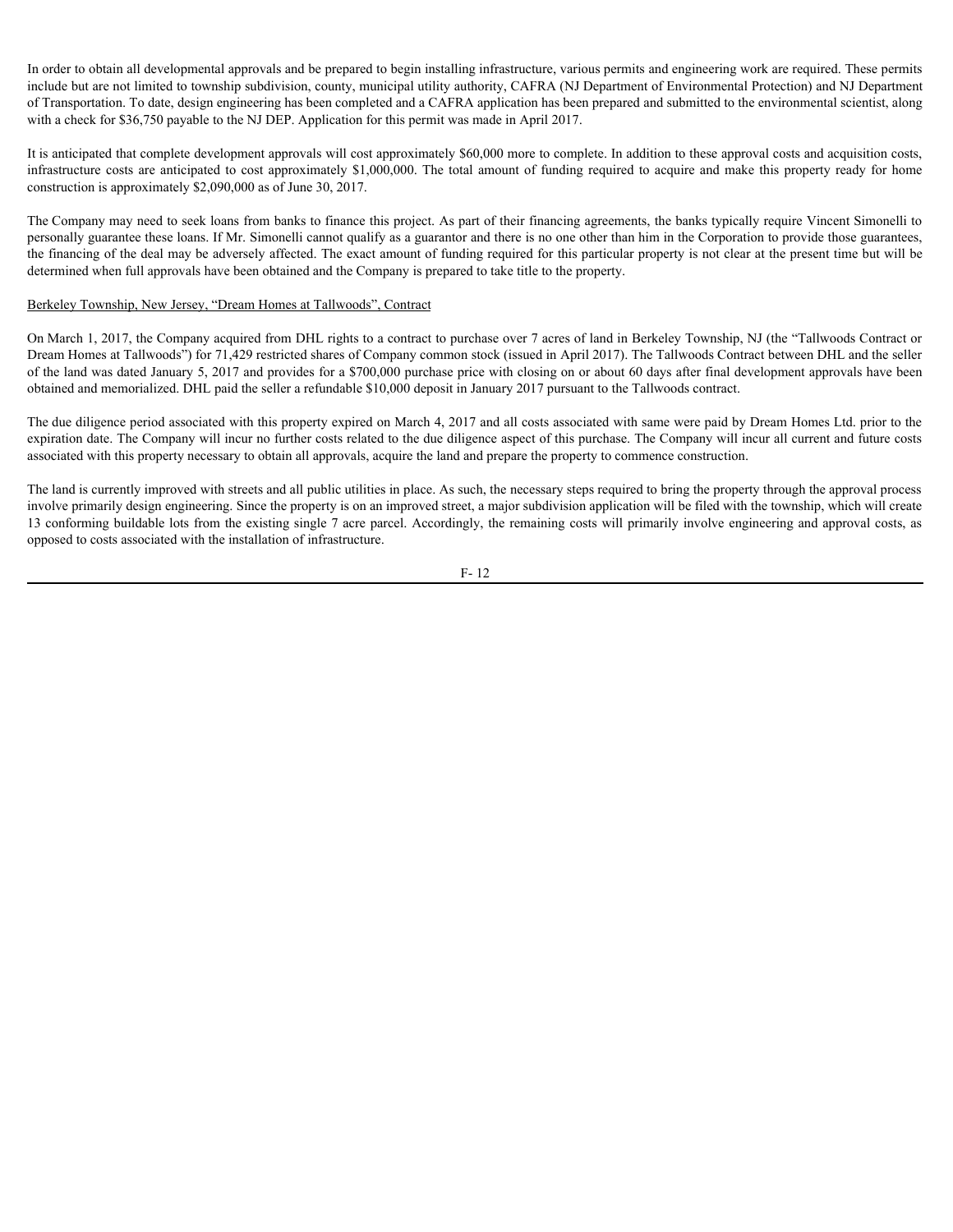In order to obtain all developmental approvals and be prepared to begin installing infrastructure, various permits and engineering work are required. These permits include but are not limited to township subdivision, county, municipal utility authority, CAFRA (NJ Department of Environmental Protection) and NJ Department of Transportation. To date, design engineering has been completed and a CAFRA application has been prepared and submitted to the environmental scientist, along with a check for $36,750 payable to the NJ DEP. Application for this permit was made in April 2017.

It is anticipated that complete development approvals will cost approximately $60,000 more to complete. In addition to these approval costs and acquisition costs, infrastructure costs are anticipated to cost approximately $1,000,000. The total amount of funding required to acquire and make this property ready for home construction is approximately $2,090,000 as of June 30, 2017.

The Company may need to seek loans from banks to finance this project. As part of their financing agreements, the banks typically require Vincent Simonelli to personally guarantee these loans. If Mr. Simonelli cannot qualify as a guarantor and there is no one other than him in the Corporation to provide those guarantees, the financing of the deal may be adversely affected. The exact amount of funding required for this particular property is not clear at the present time but will be determined when full approvals have been obtained and the Company is prepared to take title to the property.

Berkeley Township, New Jersey, "Dream Homes at Tallwoods", Contract

On March 1, 2017, the Company acquired from DHL rights to a contract to purchase over 7 acres of land in Berkeley Township, NJ (the "Tallwoods Contract or Dream Homes at Tallwoods") for 71,429 restricted shares of Company common stock (issued in April 2017). The Tallwoods Contract between DHL and the seller of the land was dated January 5, 2017 and provides for a $700,000 purchase price with closing on or about 60 days after final development approvals have been obtained and memorialized. DHL paid the seller a refundable $10,000 deposit in January 2017 pursuant to the Tallwoods contract.

The due diligence period associated with this property expired on March 4, 2017 and all costs associated with same were paid by Dream Homes Ltd. prior to the expiration date. The Company will incur no further costs related to the due diligence aspect of this purchase. The Company will incur all current and future costs associated with this property necessary to obtain all approvals, acquire the land and prepare the property to commence construction.

The land is currently improved with streets and all public utilities in place. As such, the necessary steps required to bring the property through the approval process involve primarily design engineering. Since the property is on an improved street, a major subdivision application will be filed with the township, which will create 13 conforming buildable lots from the existing single 7 acre parcel. Accordingly, the remaining costs will primarily involve engineering and approval costs, as opposed to costs associated with the installation of infrastructure.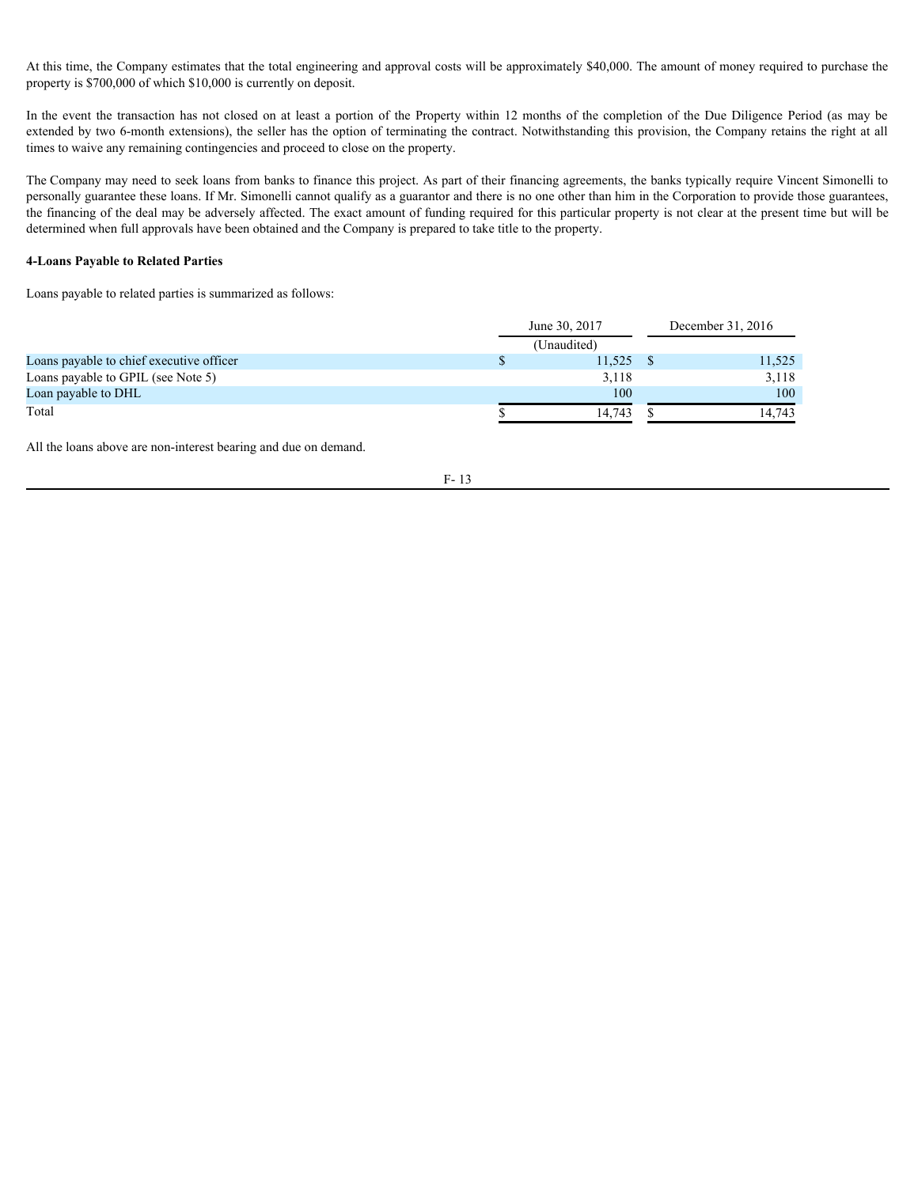At this time, the Company estimates that the total engineering and approval costs will be approximately $40,000. The amount of money required to purchase the property is $700,000 of which $10,000 is currently on deposit.

In the event the transaction has not closed on at least a portion of the Property within 12 months of the completion of the Due Diligence Period (as may be extended by two 6-month extensions), the seller has the option of terminating the contract. Notwithstanding this provision, the Company retains the right at all times to waive any remaining contingencies and proceed to close on the property.

The Company may need to seek loans from banks to finance this project. As part of their financing agreements, the banks typically require Vincent Simonelli to personally guarantee these loans. If Mr. Simonelli cannot qualify as a guarantor and there is no one other than him in the Corporation to provide those guarantees, the financing of the deal may be adversely affected. The exact amount of funding required for this particular property is not clear at the present time but will be determined when full approvals have been obtained and the Company is prepared to take title to the property.

**4-Loans Payable to Related Parties**

Loans payable to related parties is summarized as follows:

| | June 30, 2017 | December 31, 2016 |
|---|---|---|
| | (Unaudited) | |
| Loans payable to chief executive officer | $ 11,525 | $ 11,525 |
| Loans payable to GPIL (see Note 5) | 3,118 | 3,118 |
| Loan payable to DHL | 100 | 100 |
| Total | $ 14,743 | $ 14,743 |

All the loans above are non-interest bearing and due on demand.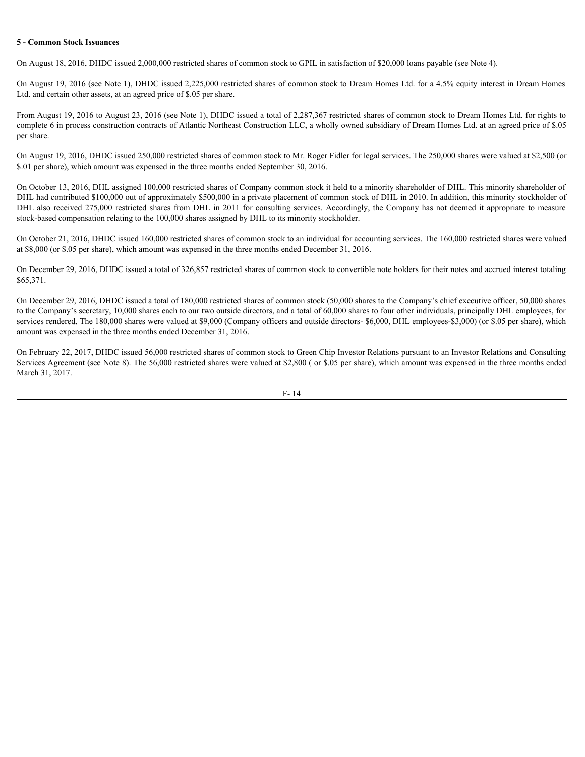**5 - Common Stock Issuances**

On August 18, 2016, DHDC issued 2,000,000 restricted shares of common stock to GPIL in satisfaction of $20,000 loans payable (see Note 4).

On August 19, 2016 (see Note 1), DHDC issued 2,225,000 restricted shares of common stock to Dream Homes Ltd. for a 4.5% equity interest in Dream Homes Ltd. and certain other assets, at an agreed price of $.05 per share.

From August 19, 2016 to August 23, 2016 (see Note 1), DHDC issued a total of 2,287,367 restricted shares of common stock to Dream Homes Ltd. for rights to complete 6 in process construction contracts of Atlantic Northeast Construction LLC, a wholly owned subsidiary of Dream Homes Ltd. at an agreed price of $.05 per share.

On August 19, 2016, DHDC issued 250,000 restricted shares of common stock to Mr. Roger Fidler for legal services. The 250,000 shares were valued at $2,500 (or $.01 per share), which amount was expensed in the three months ended September 30, 2016.

On October 13, 2016, DHL assigned 100,000 restricted shares of Company common stock it held to a minority shareholder of DHL. This minority shareholder of DHL had contributed $100,000 out of approximately $500,000 in a private placement of common stock of DHL in 2010. In addition, this minority stockholder of DHL also received 275,000 restricted shares from DHL in 2011 for consulting services. Accordingly, the Company has not deemed it appropriate to measure stock-based compensation relating to the 100,000 shares assigned by DHL to its minority stockholder.

On October 21, 2016, DHDC issued 160,000 restricted shares of common stock to an individual for accounting services. The 160,000 restricted shares were valued at $8,000 (or $.05 per share), which amount was expensed in the three months ended December 31, 2016.

On December 29, 2016, DHDC issued a total of 326,857 restricted shares of common stock to convertible note holders for their notes and accrued interest totaling $65,371.

On December 29, 2016, DHDC issued a total of 180,000 restricted shares of common stock (50,000 shares to the Company's chief executive officer, 50,000 shares to the Company's secretary, 10,000 shares each to our two outside directors, and a total of 60,000 shares to four other individuals, principally DHL employees, for services rendered. The 180,000 shares were valued at $9,000 (Company officers and outside directors- $6,000, DHL employees-$3,000) (or $.05 per share), which amount was expensed in the three months ended December 31, 2016.

On February 22, 2017, DHDC issued 56,000 restricted shares of common stock to Green Chip Investor Relations pursuant to an Investor Relations and Consulting Services Agreement (see Note 8). The 56,000 restricted shares were valued at $2,800 ( or $.05 per share), which amount was expensed in the three months ended March 31, 2017.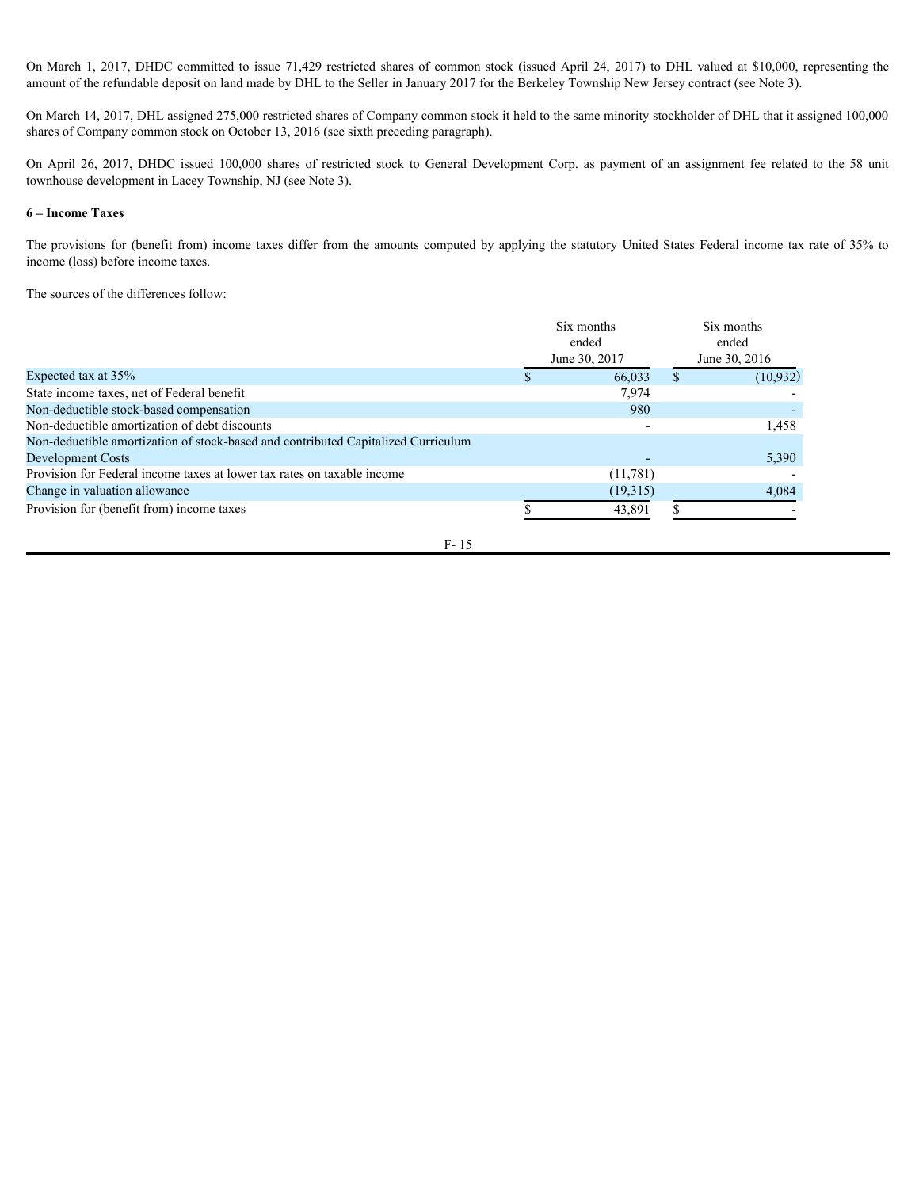On March 1, 2017, DHDC committed to issue 71,429 restricted shares of common stock (issued April 24, 2017) to DHL valued at $10,000, representing the amount of the refundable deposit on land made by DHL to the Seller in January 2017 for the Berkeley Township New Jersey contract (see Note 3).

On March 14, 2017, DHL assigned 275,000 restricted shares of Company common stock it held to the same minority stockholder of DHL that it assigned 100,000 shares of Company common stock on October 13, 2016 (see sixth preceding paragraph).

On April 26, 2017, DHDC issued 100,000 shares of restricted stock to General Development Corp. as payment of an assignment fee related to the 58 unit townhouse development in Lacey Township, NJ (see Note 3).

**6 – Income Taxes**

The provisions for (benefit from) income taxes differ from the amounts computed by applying the statutory United States Federal income tax rate of 35% to income (loss) before income taxes.

The sources of the differences follow:

| | Six months ended June 30, 2017 | Six months ended June 30, 2016 |
|---|---|---|
| Expected tax at 35% | $ 66,033 | $ (10,932) |
| State income taxes, net of Federal benefit | 7,974 | - |
| Non-deductible stock-based compensation | 980 | - |
| Non-deductible amortization of debt discounts | - | 1,458 |
| Non-deductible amortization of stock-based and contributed Capitalized Curriculum Development Costs | - | 5,390 |
| Provision for Federal income taxes at lower tax rates on taxable income | (11,781) | - |
| Change in valuation allowance | (19,315) | 4,084 |
| Provision for (benefit from) income taxes | $ 43,891 | $ - |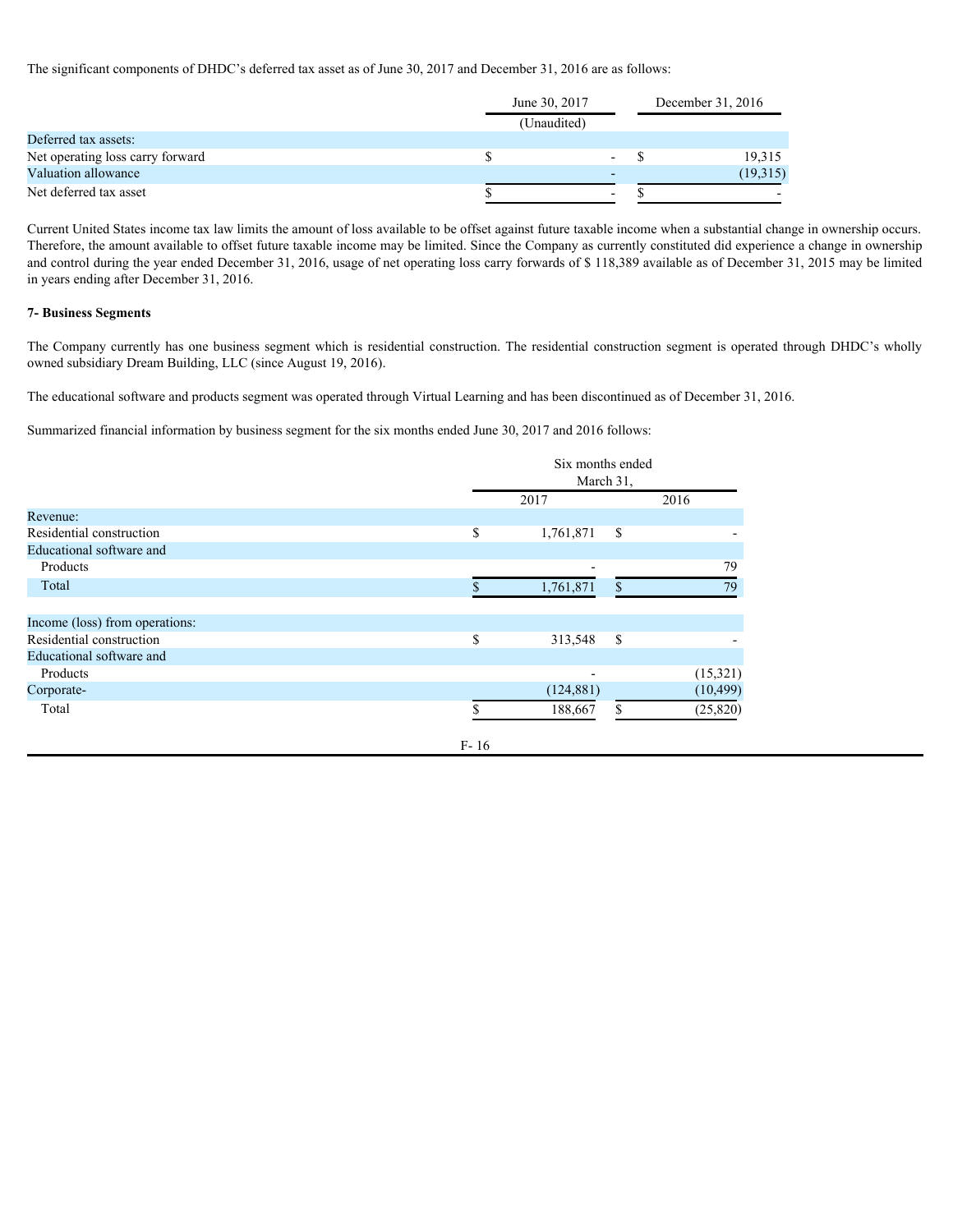The significant components of DHDC's deferred tax asset as of June 30, 2017 and December 31, 2016 are as follows:

| | June 30, 2017 (Unaudited) | December 31, 2016 |
|---|---|---|
| Deferred tax assets: | | |
| Net operating loss carry forward | $ - | $ 19,315 |
| Valuation allowance | - | (19,315) |
| Net deferred tax asset | $ - | $ - |

Current United States income tax law limits the amount of loss available to be offset against future taxable income when a substantial change in ownership occurs. Therefore, the amount available to offset future taxable income may be limited. Since the Company as currently constituted did experience a change in ownership and control during the year ended December 31, 2016, usage of net operating loss carry forwards of $ 118,389 available as of December 31, 2015 may be limited in years ending after December 31, 2016.

**7- Business Segments**

The Company currently has one business segment which is residential construction. The residential construction segment is operated through DHDC's wholly owned subsidiary Dream Building, LLC (since August 19, 2016).

The educational software and products segment was operated through Virtual Learning and has been discontinued as of December 31, 2016.

Summarized financial information by business segment for the six months ended June 30, 2017 and 2016 follows:

| | Six months ended March 31, | |
|---|---|---|
| | 2017 | 2016 |
| Revenue: | | |
| Residential construction | $ 1,761,871 | $ - |
| Educational software and Products | - | 79 |
| Total | $ 1,761,871 | $ 79 |
| | | |
| Income (loss) from operations: | | |
| Residential construction | $ 313,548 | $ - |
| Educational software and Products | - | (15,321) |
| Corporate- | (124,881) | (10,499) |
| Total | $ 188,667 | $ (25,820) |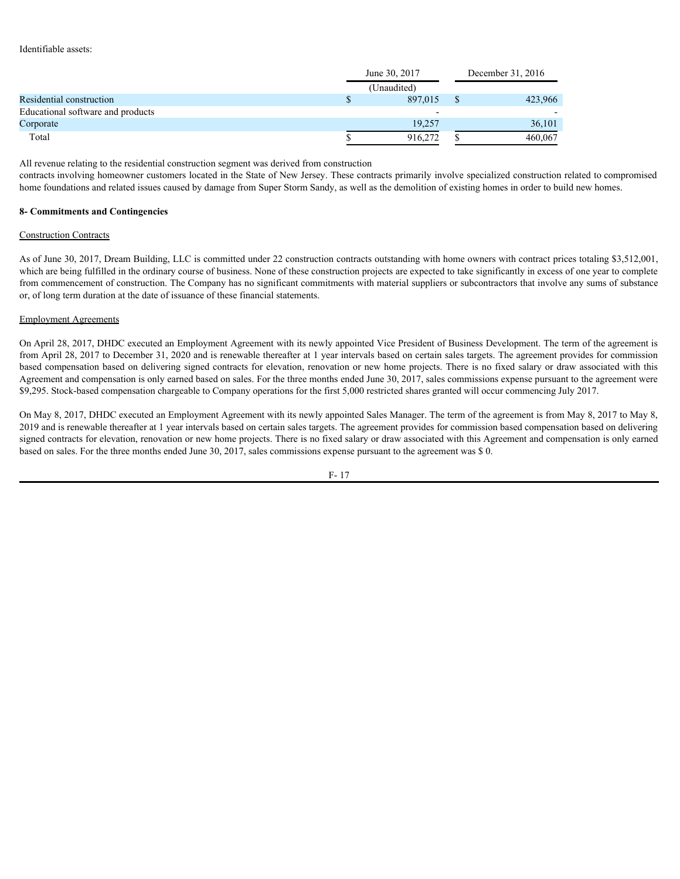Identifiable assets:

| | June 30, 2017 | December 31, 2016 |
|---|---|---|
| | (Unaudited) | |
| Residential construction | $ 897,015 | $ 423,966 |
| Educational software and products | - | - |
| Corporate | 19,257 | 36,101 |
| Total | $ 916,272 | $ 460,067 |

All revenue relating to the residential construction segment was derived from construction contracts involving homeowner customers located in the State of New Jersey. These contracts primarily involve specialized construction related to compromised home foundations and related issues caused by damage from Super Storm Sandy, as well as the demolition of existing homes in order to build new homes.

**8- Commitments and Contingencies**

Construction Contracts

As of June 30, 2017, Dream Building, LLC is committed under 22 construction contracts outstanding with home owners with contract prices totaling $3,512,001, which are being fulfilled in the ordinary course of business. None of these construction projects are expected to take significantly in excess of one year to complete from commencement of construction. The Company has no significant commitments with material suppliers or subcontractors that involve any sums of substance or, of long term duration at the date of issuance of these financial statements.

Employment Agreements

On April 28, 2017, DHDC executed an Employment Agreement with its newly appointed Vice President of Business Development. The term of the agreement is from April 28, 2017 to December 31, 2020 and is renewable thereafter at 1 year intervals based on certain sales targets. The agreement provides for commission based compensation based on delivering signed contracts for elevation, renovation or new home projects. There is no fixed salary or draw associated with this Agreement and compensation is only earned based on sales. For the three months ended June 30, 2017, sales commissions expense pursuant to the agreement were $9,295. Stock-based compensation chargeable to Company operations for the first 5,000 restricted shares granted will occur commencing July 2017.

On May 8, 2017, DHDC executed an Employment Agreement with its newly appointed Sales Manager. The term of the agreement is from May 8, 2017 to May 8, 2019 and is renewable thereafter at 1 year intervals based on certain sales targets. The agreement provides for commission based compensation based on delivering signed contracts for elevation, renovation or new home projects. There is no fixed salary or draw associated with this Agreement and compensation is only earned based on sales. For the three months ended June 30, 2017, sales commissions expense pursuant to the agreement was $ 0.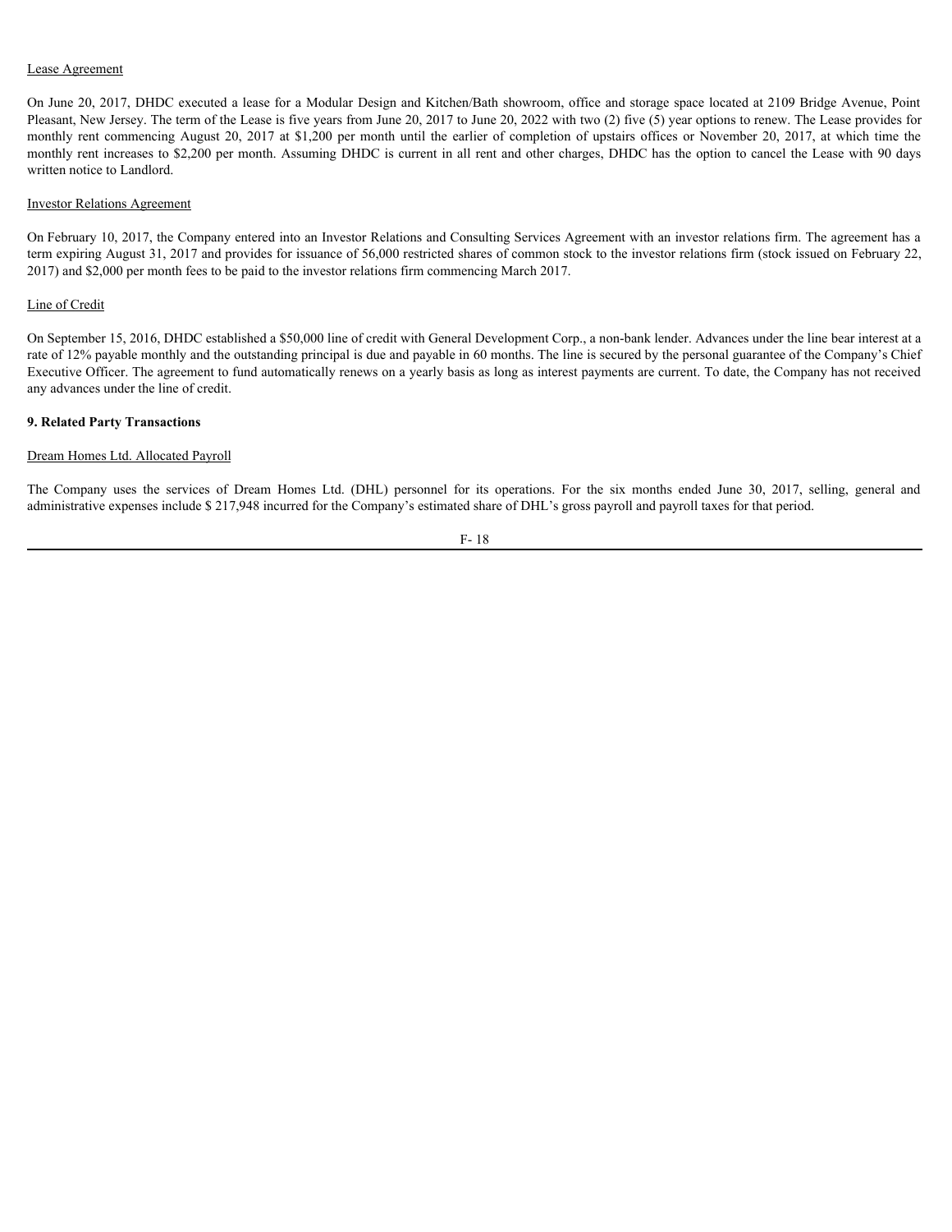Lease Agreement

On June 20, 2017, DHDC executed a lease for a Modular Design and Kitchen/Bath showroom, office and storage space located at 2109 Bridge Avenue, Point Pleasant, New Jersey. The term of the Lease is five years from June 20, 2017 to June 20, 2022 with two (2) five (5) year options to renew. The Lease provides for monthly rent commencing August 20, 2017 at $1,200 per month until the earlier of completion of upstairs offices or November 20, 2017, at which time the monthly rent increases to $2,200 per month. Assuming DHDC is current in all rent and other charges, DHDC has the option to cancel the Lease with 90 days written notice to Landlord.

Investor Relations Agreement

On February 10, 2017, the Company entered into an Investor Relations and Consulting Services Agreement with an investor relations firm. The agreement has a term expiring August 31, 2017 and provides for issuance of 56,000 restricted shares of common stock to the investor relations firm (stock issued on February 22, 2017) and $2,000 per month fees to be paid to the investor relations firm commencing March 2017.

Line of Credit

On September 15, 2016, DHDC established a $50,000 line of credit with General Development Corp., a non-bank lender. Advances under the line bear interest at a rate of 12% payable monthly and the outstanding principal is due and payable in 60 months. The line is secured by the personal guarantee of the Company's Chief Executive Officer. The agreement to fund automatically renews on a yearly basis as long as interest payments are current. To date, the Company has not received any advances under the line of credit.

**9. Related Party Transactions**

Dream Homes Ltd. Allocated Payroll

The Company uses the services of Dream Homes Ltd. (DHL) personnel for its operations. For the six months ended June 30, 2017, selling, general and administrative expenses include $ 217,948 incurred for the Company's estimated share of DHL's gross payroll and payroll taxes for that period.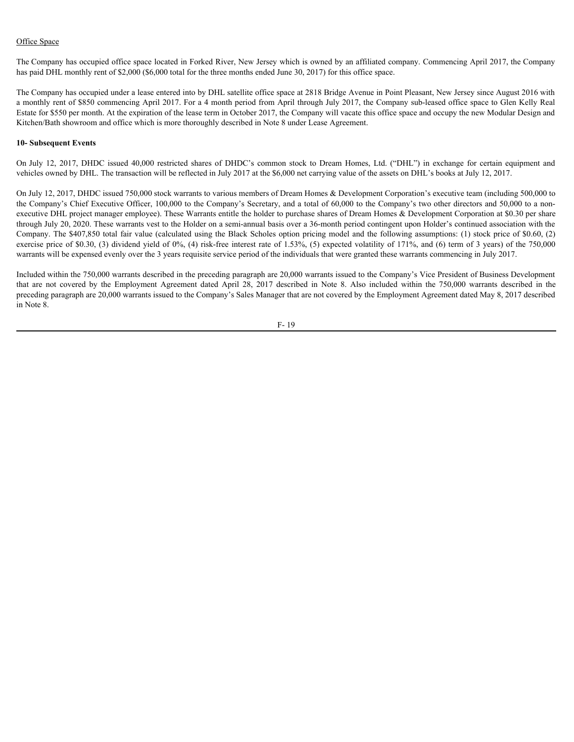Office Space

The Company has occupied office space located in Forked River, New Jersey which is owned by an affiliated company. Commencing April 2017, the Company has paid DHL monthly rent of $2,000 ($6,000 total for the three months ended June 30, 2017) for this office space.

The Company has occupied under a lease entered into by DHL satellite office space at 2818 Bridge Avenue in Point Pleasant, New Jersey since August 2016 with a monthly rent of $850 commencing April 2017. For a 4 month period from April through July 2017, the Company sub-leased office space to Glen Kelly Real Estate for $550 per month. At the expiration of the lease term in October 2017, the Company will vacate this office space and occupy the new Modular Design and Kitchen/Bath showroom and office which is more thoroughly described in Note 8 under Lease Agreement.

**10- Subsequent Events**

On July 12, 2017, DHDC issued 40,000 restricted shares of DHDC's common stock to Dream Homes, Ltd. ("DHL") in exchange for certain equipment and vehicles owned by DHL. The transaction will be reflected in July 2017 at the $6,000 net carrying value of the assets on DHL's books at July 12, 2017.

On July 12, 2017, DHDC issued 750,000 stock warrants to various members of Dream Homes & Development Corporation's executive team (including 500,000 to the Company's Chief Executive Officer, 100,000 to the Company's Secretary, and a total of 60,000 to the Company's two other directors and 50,000 to a non-executive DHL project manager employee). These Warrants entitle the holder to purchase shares of Dream Homes & Development Corporation at $0.30 per share through July 20, 2020. These warrants vest to the Holder on a semi-annual basis over a 36-month period contingent upon Holder's continued association with the Company. The $407,850 total fair value (calculated using the Black Scholes option pricing model and the following assumptions: (1) stock price of $0.60, (2) exercise price of $0.30, (3) dividend yield of 0%, (4) risk-free interest rate of 1.53%, (5) expected volatility of 171%, and (6) term of 3 years) of the 750,000 warrants will be expensed evenly over the 3 years requisite service period of the individuals that were granted these warrants commencing in July 2017.

Included within the 750,000 warrants described in the preceding paragraph are 20,000 warrants issued to the Company's Vice President of Business Development that are not covered by the Employment Agreement dated April 28, 2017 described in Note 8. Also included within the 750,000 warrants described in the preceding paragraph are 20,000 warrants issued to the Company's Sales Manager that are not covered by the Employment Agreement dated May 8, 2017 described in Note 8.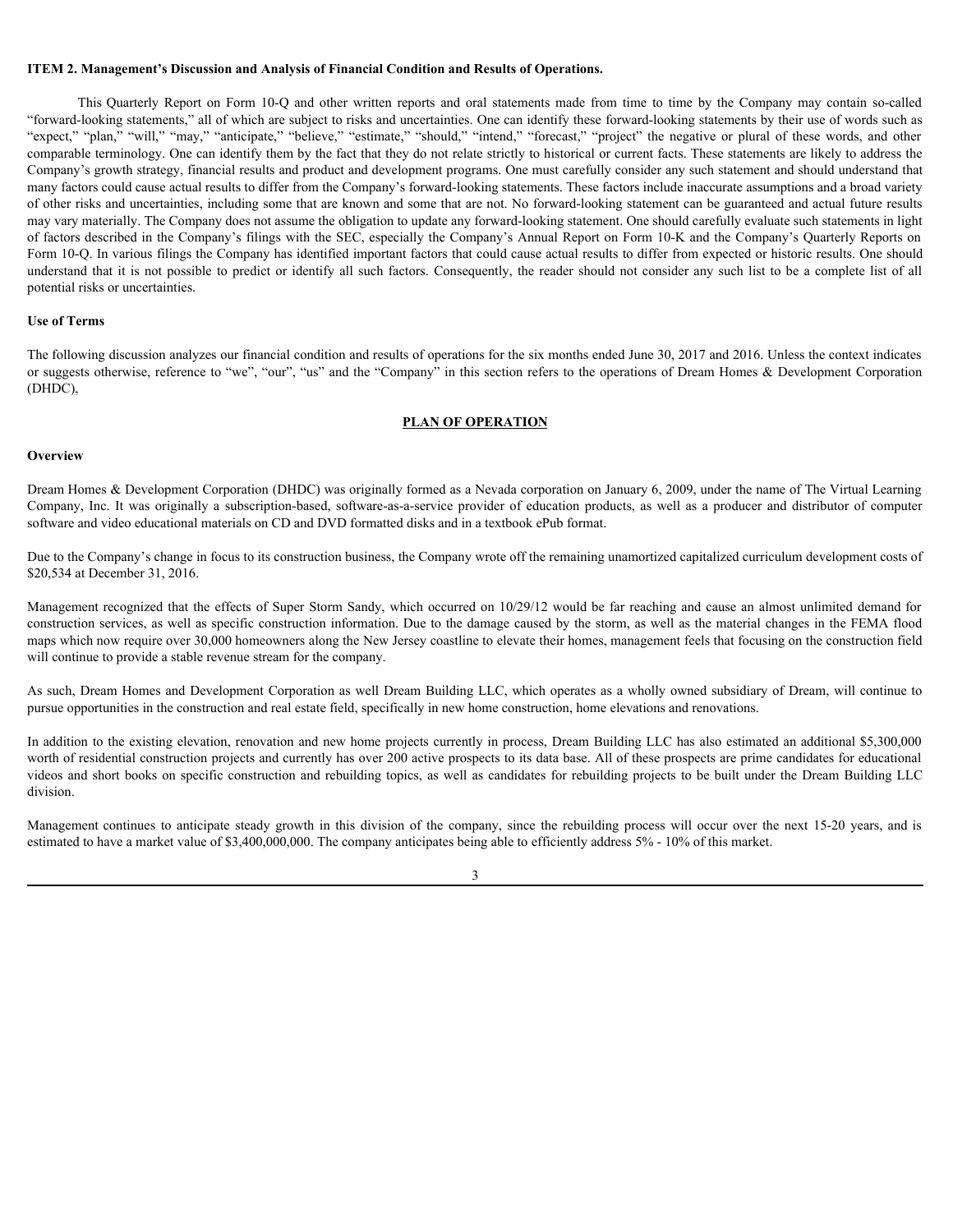**ITEM 2. Management's Discussion and Analysis of Financial Condition and Results of Operations.**

This Quarterly Report on Form 10-Q and other written reports and oral statements made from time to time by the Company may contain so-called "forward-looking statements," all of which are subject to risks and uncertainties. One can identify these forward-looking statements by their use of words such as "expect," "plan," "will," "may," "anticipate," "believe," "estimate," "should," "intend," "forecast," "project" the negative or plural of these words, and other comparable terminology. One can identify them by the fact that they do not relate strictly to historical or current facts. These statements are likely to address the Company's growth strategy, financial results and product and development programs. One must carefully consider any such statement and should understand that many factors could cause actual results to differ from the Company's forward-looking statements. These factors include inaccurate assumptions and a broad variety of other risks and uncertainties, including some that are known and some that are not. No forward-looking statement can be guaranteed and actual future results may vary materially. The Company does not assume the obligation to update any forward-looking statement. One should carefully evaluate such statements in light of factors described in the Company's filings with the SEC, especially the Company's Annual Report on Form 10-K and the Company's Quarterly Reports on Form 10-Q. In various filings the Company has identified important factors that could cause actual results to differ from expected or historic results. One should understand that it is not possible to predict or identify all such factors. Consequently, the reader should not consider any such list to be a complete list of all potential risks or uncertainties.

**Use of Terms**

The following discussion analyzes our financial condition and results of operations for the six months ended June 30, 2017 and 2016. Unless the context indicates or suggests otherwise, reference to "we", "our", "us" and the "Company" in this section refers to the operations of Dream Homes & Development Corporation (DHDC),

**PLAN OF OPERATION**

**Overview**

Dream Homes & Development Corporation (DHDC) was originally formed as a Nevada corporation on January 6, 2009, under the name of The Virtual Learning Company, Inc. It was originally a subscription-based, software-as-a-service provider of education products, as well as a producer and distributor of computer software and video educational materials on CD and DVD formatted disks and in a textbook ePub format.

Due to the Company's change in focus to its construction business, the Company wrote off the remaining unamortized capitalized curriculum development costs of $20,534 at December 31, 2016.

Management recognized that the effects of Super Storm Sandy, which occurred on 10/29/12 would be far reaching and cause an almost unlimited demand for construction services, as well as specific construction information. Due to the damage caused by the storm, as well as the material changes in the FEMA flood maps which now require over 30,000 homeowners along the New Jersey coastline to elevate their homes, management feels that focusing on the construction field will continue to provide a stable revenue stream for the company.

As such, Dream Homes and Development Corporation as well Dream Building LLC, which operates as a wholly owned subsidiary of Dream, will continue to pursue opportunities in the construction and real estate field, specifically in new home construction, home elevations and renovations.

In addition to the existing elevation, renovation and new home projects currently in process, Dream Building LLC has also estimated an additional $5,300,000 worth of residential construction projects and currently has over 200 active prospects to its data base. All of these prospects are prime candidates for educational videos and short books on specific construction and rebuilding topics, as well as candidates for rebuilding projects to be built under the Dream Building LLC division.

Management continues to anticipate steady growth in this division of the company, since the rebuilding process will occur over the next 15-20 years, and is estimated to have a market value of $3,400,000,000. The company anticipates being able to efficiently address 5% - 10% of this market.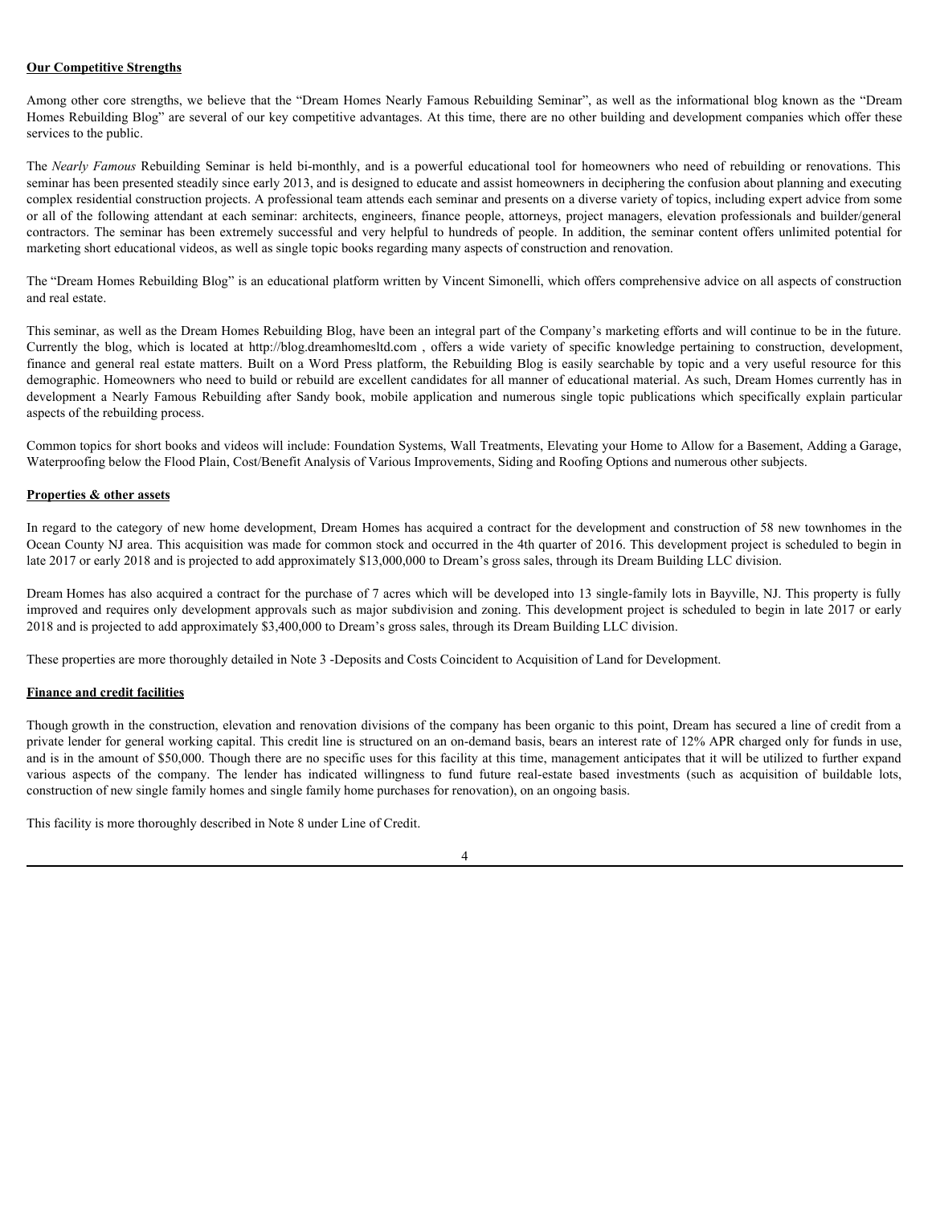**Our Competitive Strengths**

Among other core strengths, we believe that the "Dream Homes Nearly Famous Rebuilding Seminar", as well as the informational blog known as the "Dream Homes Rebuilding Blog" are several of our key competitive advantages. At this time, there are no other building and development companies which offer these services to the public.

The *Nearly Famous* Rebuilding Seminar is held bi-monthly, and is a powerful educational tool for homeowners who need of rebuilding or renovations. This seminar has been presented steadily since early 2013, and is designed to educate and assist homeowners in deciphering the confusion about planning and executing complex residential construction projects. A professional team attends each seminar and presents on a diverse variety of topics, including expert advice from some or all of the following attendant at each seminar: architects, engineers, finance people, attorneys, project managers, elevation professionals and builder/general contractors. The seminar has been extremely successful and very helpful to hundreds of people. In addition, the seminar content offers unlimited potential for marketing short educational videos, as well as single topic books regarding many aspects of construction and renovation.

The "Dream Homes Rebuilding Blog" is an educational platform written by Vincent Simonelli, which offers comprehensive advice on all aspects of construction and real estate.

This seminar, as well as the Dream Homes Rebuilding Blog, have been an integral part of the Company's marketing efforts and will continue to be in the future. Currently the blog, which is located at http://blog.dreamhomesltd.com , offers a wide variety of specific knowledge pertaining to construction, development, finance and general real estate matters. Built on a Word Press platform, the Rebuilding Blog is easily searchable by topic and a very useful resource for this demographic. Homeowners who need to build or rebuild are excellent candidates for all manner of educational material. As such, Dream Homes currently has in development a Nearly Famous Rebuilding after Sandy book, mobile application and numerous single topic publications which specifically explain particular aspects of the rebuilding process.

Common topics for short books and videos will include: Foundation Systems, Wall Treatments, Elevating your Home to Allow for a Basement, Adding a Garage, Waterproofing below the Flood Plain, Cost/Benefit Analysis of Various Improvements, Siding and Roofing Options and numerous other subjects.

**Properties & other assets**

In regard to the category of new home development, Dream Homes has acquired a contract for the development and construction of 58 new townhomes in the Ocean County NJ area. This acquisition was made for common stock and occurred in the 4th quarter of 2016. This development project is scheduled to begin in late 2017 or early 2018 and is projected to add approximately $13,000,000 to Dream's gross sales, through its Dream Building LLC division.

Dream Homes has also acquired a contract for the purchase of 7 acres which will be developed into 13 single-family lots in Bayville, NJ. This property is fully improved and requires only development approvals such as major subdivision and zoning. This development project is scheduled to begin in late 2017 or early 2018 and is projected to add approximately $3,400,000 to Dream's gross sales, through its Dream Building LLC division.

These properties are more thoroughly detailed in Note 3 -Deposits and Costs Coincident to Acquisition of Land for Development.

**Finance and credit facilities**

Though growth in the construction, elevation and renovation divisions of the company has been organic to this point, Dream has secured a line of credit from a private lender for general working capital. This credit line is structured on an on-demand basis, bears an interest rate of 12% APR charged only for funds in use, and is in the amount of $50,000. Though there are no specific uses for this facility at this time, management anticipates that it will be utilized to further expand various aspects of the company. The lender has indicated willingness to fund future real-estate based investments (such as acquisition of buildable lots, construction of new single family homes and single family home purchases for renovation), on an ongoing basis.

This facility is more thoroughly described in Note 8 under Line of Credit.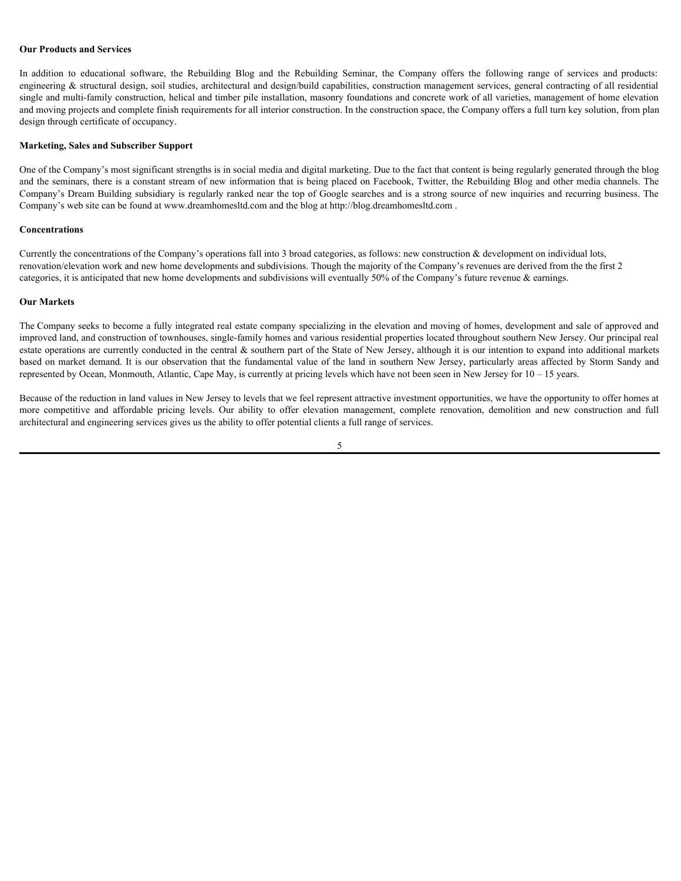**Our Products and Services**

In addition to educational software, the Rebuilding Blog and the Rebuilding Seminar, the Company offers the following range of services and products: engineering & structural design, soil studies, architectural and design/build capabilities, construction management services, general contracting of all residential single and multi-family construction, helical and timber pile installation, masonry foundations and concrete work of all varieties, management of home elevation and moving projects and complete finish requirements for all interior construction. In the construction space, the Company offers a full turn key solution, from plan design through certificate of occupancy.

**Marketing, Sales and Subscriber Support**

One of the Company's most significant strengths is in social media and digital marketing. Due to the fact that content is being regularly generated through the blog and the seminars, there is a constant stream of new information that is being placed on Facebook, Twitter, the Rebuilding Blog and other media channels. The Company's Dream Building subsidiary is regularly ranked near the top of Google searches and is a strong source of new inquiries and recurring business. The Company's web site can be found at www.dreamhomesltd.com and the blog at http://blog.dreamhomesltd.com .

**Concentrations**

Currently the concentrations of the Company's operations fall into 3 broad categories, as follows: new construction & development on individual lots, renovation/elevation work and new home developments and subdivisions. Though the majority of the Company's revenues are derived from the the first 2 categories, it is anticipated that new home developments and subdivisions will eventually 50% of the Company's future revenue & earnings.

**Our Markets**

The Company seeks to become a fully integrated real estate company specializing in the elevation and moving of homes, development and sale of approved and improved land, and construction of townhouses, single-family homes and various residential properties located throughout southern New Jersey. Our principal real estate operations are currently conducted in the central & southern part of the State of New Jersey, although it is our intention to expand into additional markets based on market demand. It is our observation that the fundamental value of the land in southern New Jersey, particularly areas affected by Storm Sandy and represented by Ocean, Monmouth, Atlantic, Cape May, is currently at pricing levels which have not been seen in New Jersey for 10 – 15 years.

Because of the reduction in land values in New Jersey to levels that we feel represent attractive investment opportunities, we have the opportunity to offer homes at more competitive and affordable pricing levels. Our ability to offer elevation management, complete renovation, demolition and new construction and full architectural and engineering services gives us the ability to offer potential clients a full range of services.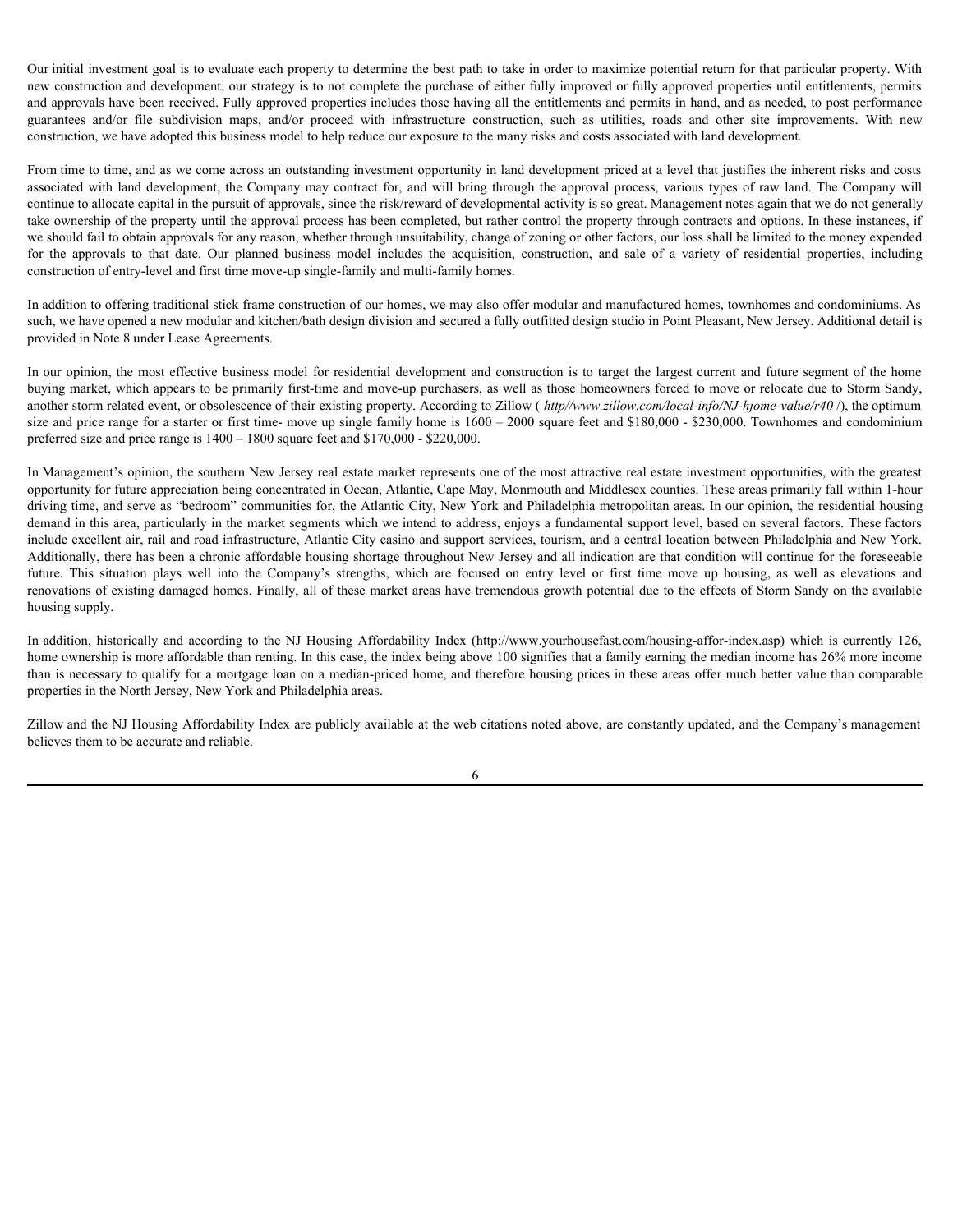Our initial investment goal is to evaluate each property to determine the best path to take in order to maximize potential return for that particular property. With new construction and development, our strategy is to not complete the purchase of either fully improved or fully approved properties until entitlements, permits and approvals have been received. Fully approved properties includes those having all the entitlements and permits in hand, and as needed, to post performance guarantees and/or file subdivision maps, and/or proceed with infrastructure construction, such as utilities, roads and other site improvements. With new construction, we have adopted this business model to help reduce our exposure to the many risks and costs associated with land development.

From time to time, and as we come across an outstanding investment opportunity in land development priced at a level that justifies the inherent risks and costs associated with land development, the Company may contract for, and will bring through the approval process, various types of raw land. The Company will continue to allocate capital in the pursuit of approvals, since the risk/reward of developmental activity is so great. Management notes again that we do not generally take ownership of the property until the approval process has been completed, but rather control the property through contracts and options. In these instances, if we should fail to obtain approvals for any reason, whether through unsuitability, change of zoning or other factors, our loss shall be limited to the money expended for the approvals to that date. Our planned business model includes the acquisition, construction, and sale of a variety of residential properties, including construction of entry-level and first time move-up single-family and multi-family homes.

In addition to offering traditional stick frame construction of our homes, we may also offer modular and manufactured homes, townhomes and condominiums. As such, we have opened a new modular and kitchen/bath design division and secured a fully outfitted design studio in Point Pleasant, New Jersey. Additional detail is provided in Note 8 under Lease Agreements.

In our opinion, the most effective business model for residential development and construction is to target the largest current and future segment of the home buying market, which appears to be primarily first-time and move-up purchasers, as well as those homeowners forced to move or relocate due to Storm Sandy, another storm related event, or obsolescence of their existing property. According to Zillow ( *http//www.zillow.com/local-info/NJ-hjome-value/r40* /), the optimum size and price range for a starter or first time- move up single family home is 1600 – 2000 square feet and $180,000 - $230,000. Townhomes and condominium preferred size and price range is 1400 – 1800 square feet and $170,000 - $220,000.

In Management's opinion, the southern New Jersey real estate market represents one of the most attractive real estate investment opportunities, with the greatest opportunity for future appreciation being concentrated in Ocean, Atlantic, Cape May, Monmouth and Middlesex counties. These areas primarily fall within 1-hour driving time, and serve as "bedroom" communities for, the Atlantic City, New York and Philadelphia metropolitan areas. In our opinion, the residential housing demand in this area, particularly in the market segments which we intend to address, enjoys a fundamental support level, based on several factors. These factors include excellent air, rail and road infrastructure, Atlantic City casino and support services, tourism, and a central location between Philadelphia and New York. Additionally, there has been a chronic affordable housing shortage throughout New Jersey and all indication are that condition will continue for the foreseeable future. This situation plays well into the Company's strengths, which are focused on entry level or first time move up housing, as well as elevations and renovations of existing damaged homes. Finally, all of these market areas have tremendous growth potential due to the effects of Storm Sandy on the available housing supply.

In addition, historically and according to the NJ Housing Affordability Index (http://www.yourhousefast.com/housing-affor-index.asp) which is currently 126, home ownership is more affordable than renting. In this case, the index being above 100 signifies that a family earning the median income has 26% more income than is necessary to qualify for a mortgage loan on a median-priced home, and therefore housing prices in these areas offer much better value than comparable properties in the North Jersey, New York and Philadelphia areas.

Zillow and the NJ Housing Affordability Index are publicly available at the web citations noted above, are constantly updated, and the Company's management believes them to be accurate and reliable.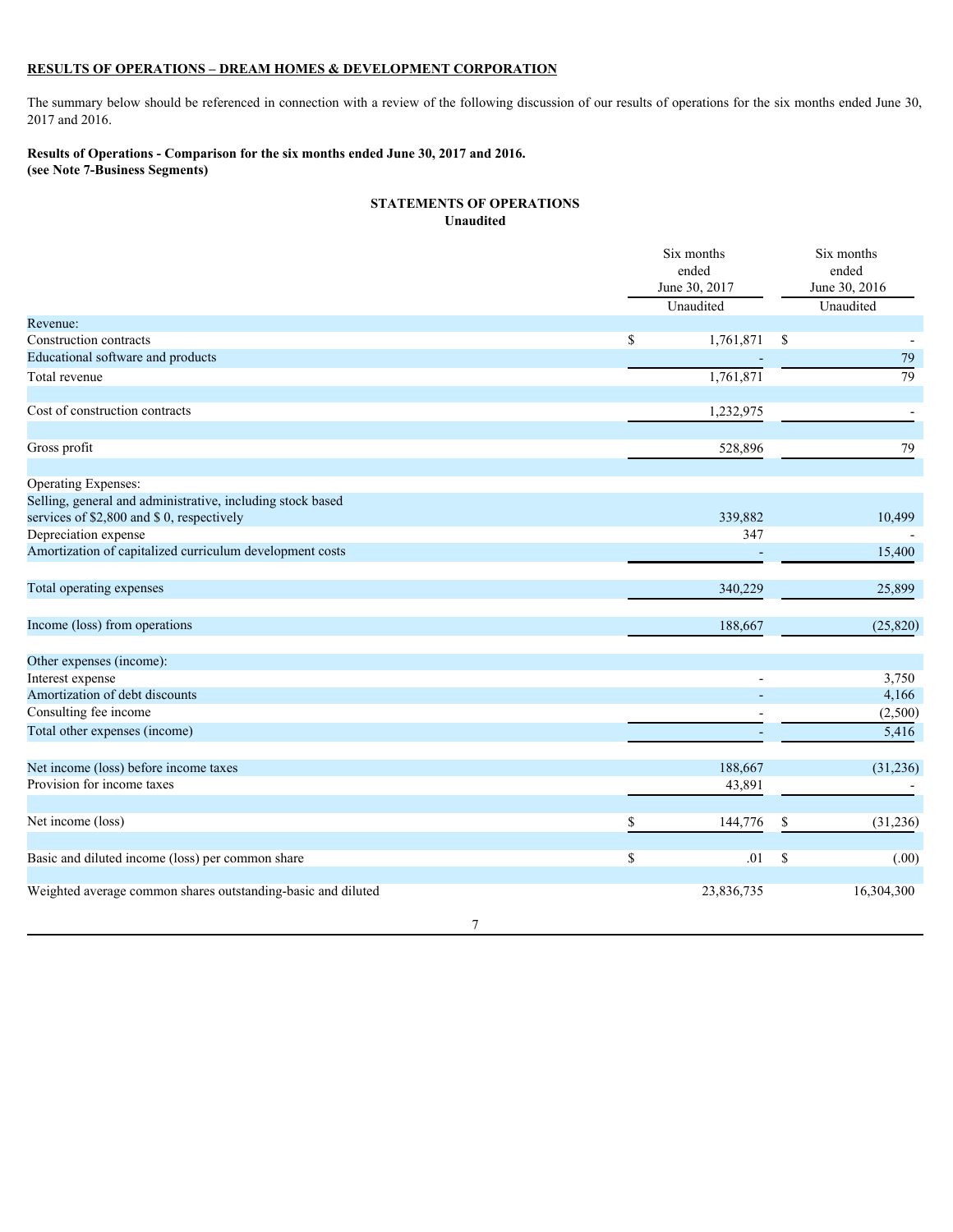**RESULTS OF OPERATIONS – DREAM HOMES & DEVELOPMENT CORPORATION**

The summary below should be referenced in connection with a review of the following discussion of our results of operations for the six months ended June 30, 2017 and 2016.

**Results of Operations - Comparison for the six months ended June 30, 2017 and 2016.**
**(see Note 7-Business Segments)**

**STATEMENTS OF OPERATIONS**
**Unaudited**

| | Six months ended June 30, 2017 Unaudited | Six months ended June 30, 2016 Unaudited |
|---|---|---|
| Revenue: | | |
| Construction contracts | $ 1,761,871 | $ - |
| Educational software and products | - | 79 |
| Total revenue | 1,761,871 | 79 |
| | | |
| Cost of construction contracts | 1,232,975 | - |
| | | |
| Gross profit | 528,896 | 79 |
| | | |
| Operating Expenses: | | |
| Selling, general and administrative, including stock based services of $2,800 and $ 0, respectively | 339,882 | 10,499 |
| Depreciation expense | 347 | - |
| Amortization of capitalized curriculum development costs | - | 15,400 |
| | | |
| Total operating expenses | 340,229 | 25,899 |
| | | |
| Income (loss) from operations | 188,667 | (25,820) |
| | | |
| Other expenses (income): | | |
| Interest expense | - | 3,750 |
| Amortization of debt discounts | - | 4,166 |
| Consulting fee income | - | (2,500) |
| Total other expenses (income) | - | 5,416 |
| | | |
| Net income (loss) before income taxes | 188,667 | (31,236) |
| Provision for income taxes | 43,891 | - |
| | | |
| Net income (loss) | $ 144,776 | $ (31,236) |
| | | |
| Basic and diluted income (loss) per common share | $ .01 | $ (.00) |
| | | |
| Weighted average common shares outstanding-basic and diluted | 23,836,735 | 16,304,300 |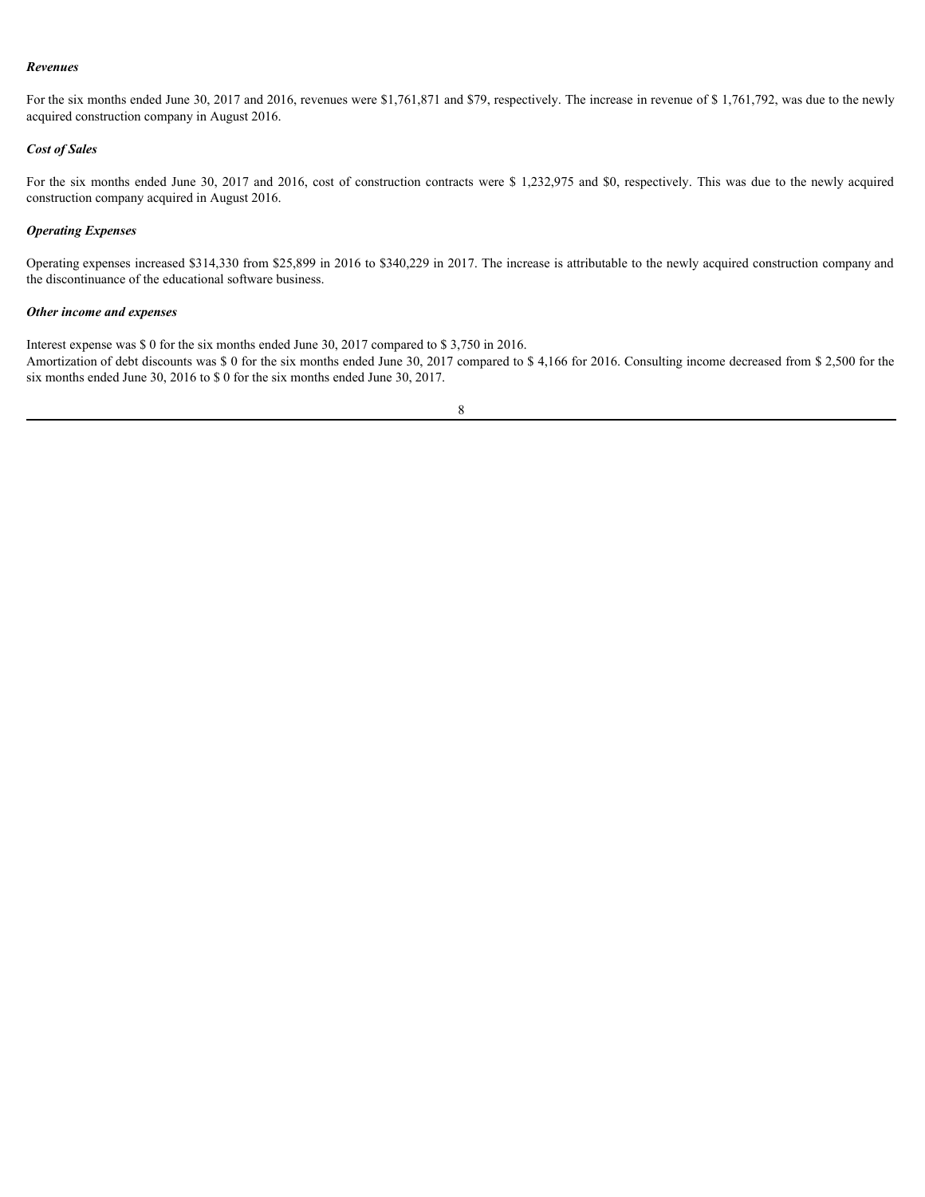***Revenues***

For the six months ended June 30, 2017 and 2016, revenues were $1,761,871 and $79, respectively. The increase in revenue of $ 1,761,792, was due to the newly acquired construction company in August 2016.

***Cost of Sales***

For the six months ended June 30, 2017 and 2016, cost of construction contracts were $ 1,232,975 and $0, respectively. This was due to the newly acquired construction company acquired in August 2016.

***Operating Expenses***

Operating expenses increased $314,330 from $25,899 in 2016 to $340,229 in 2017. The increase is attributable to the newly acquired construction company and the discontinuance of the educational software business.

***Other income and expenses***

Interest expense was $ 0 for the six months ended June 30, 2017 compared to $ 3,750 in 2016.
Amortization of debt discounts was $ 0 for the six months ended June 30, 2017 compared to $ 4,166 for 2016. Consulting income decreased from $ 2,500 for the six months ended June 30, 2016 to $ 0 for the six months ended June 30, 2017.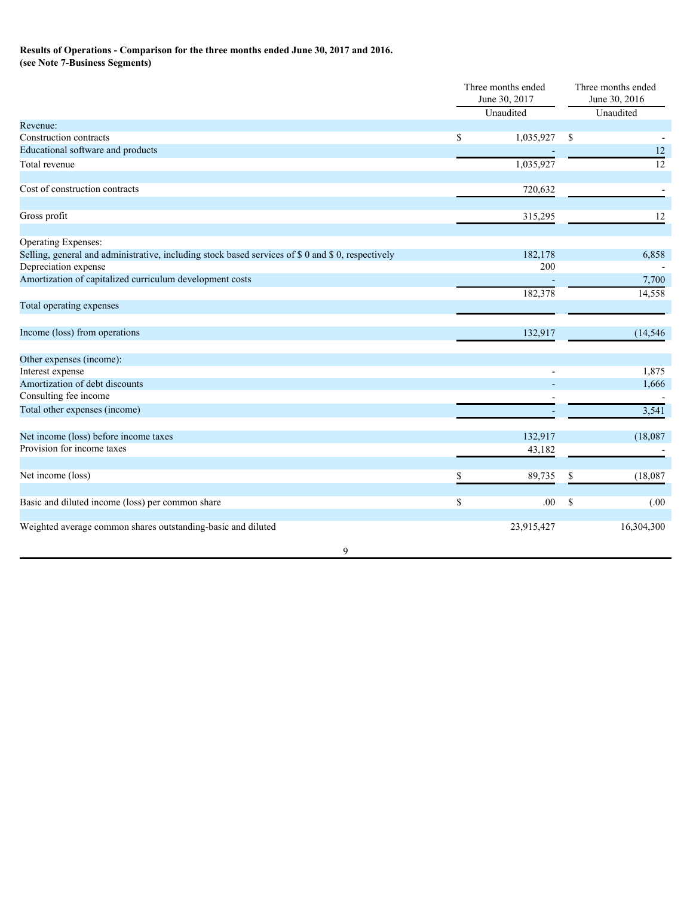**Results of Operations - Comparison for the three months ended June 30, 2017 and 2016.**
**(see Note 7-Business Segments)**

| | Three months ended June 30, 2017 Unaudited | Three months ended June 30, 2016 Unaudited |
|---|---|---|
| Revenue: | | |
| Construction contracts | $ 1,035,927 | $ - |
| Educational software and products | - | 12 |
| Total revenue | 1,035,927 | 12 |
| | | |
| Cost of construction contracts | 720,632 | - |
| | | |
| Gross profit | 315,295 | 12 |
| | | |
| Operating Expenses: | | |
| Selling, general and administrative, including stock based services of $ 0 and $ 0, respectively | 182,178 | 6,858 |
| Depreciation expense | 200 | - |
| Amortization of capitalized curriculum development costs | - | 7,700 |
| Total operating expenses | 182,378 | 14,558 |
| | | |
| Income (loss) from operations | 132,917 | (14,546 |
| | | |
| Other expenses (income): | | |
| Interest expense | - | 1,875 |
| Amortization of debt discounts | - | 1,666 |
| Consulting fee income | - | - |
| Total other expenses (income) | - | 3,541 |
| | | |
| Net income (loss) before income taxes | 132,917 | (18,087 |
| Provision for income taxes | 43,182 | - |
| | | |
| Net income (loss) | $ 89,735 | $ (18,087 |
| | | |
| Basic and diluted income (loss) per common share | $ .00 | $ (.00 |
| | | |
| Weighted average common shares outstanding-basic and diluted | 23,915,427 | 16,304,300 |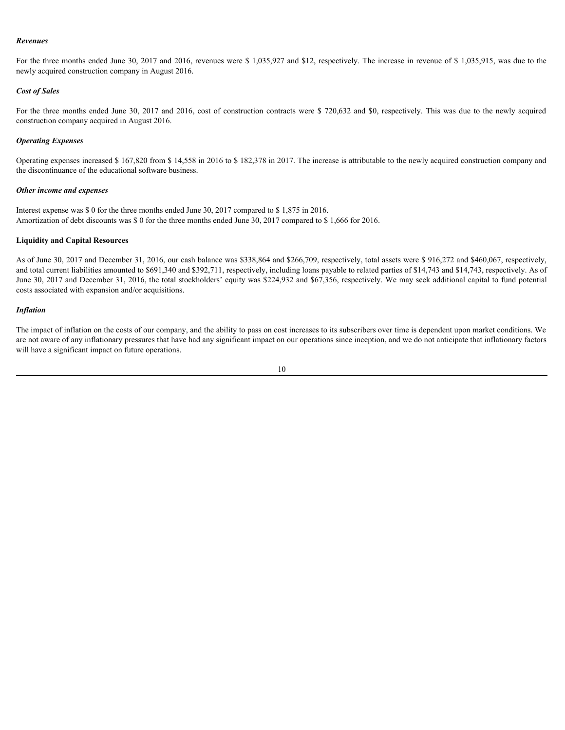***Revenues***

For the three months ended June 30, 2017 and 2016, revenues were $ 1,035,927 and $12, respectively. The increase in revenue of $ 1,035,915, was due to the newly acquired construction company in August 2016.

***Cost of Sales***

For the three months ended June 30, 2017 and 2016, cost of construction contracts were $ 720,632 and $0, respectively. This was due to the newly acquired construction company acquired in August 2016.

***Operating Expenses***

Operating expenses increased $ 167,820 from $ 14,558 in 2016 to $ 182,378 in 2017. The increase is attributable to the newly acquired construction company and the discontinuance of the educational software business.

***Other income and expenses***

Interest expense was $ 0 for the three months ended June 30, 2017 compared to $ 1,875 in 2016.
Amortization of debt discounts was $ 0 for the three months ended June 30, 2017 compared to $ 1,666 for 2016.

**Liquidity and Capital Resources**

As of June 30, 2017 and December 31, 2016, our cash balance was $338,864 and $266,709, respectively, total assets were $ 916,272 and $460,067, respectively, and total current liabilities amounted to $691,340 and $392,711, respectively, including loans payable to related parties of $14,743 and $14,743, respectively. As of June 30, 2017 and December 31, 2016, the total stockholders' equity was $224,932 and $67,356, respectively. We may seek additional capital to fund potential costs associated with expansion and/or acquisitions.

***Inflation***

The impact of inflation on the costs of our company, and the ability to pass on cost increases to its subscribers over time is dependent upon market conditions. We are not aware of any inflationary pressures that have had any significant impact on our operations since inception, and we do not anticipate that inflationary factors will have a significant impact on future operations.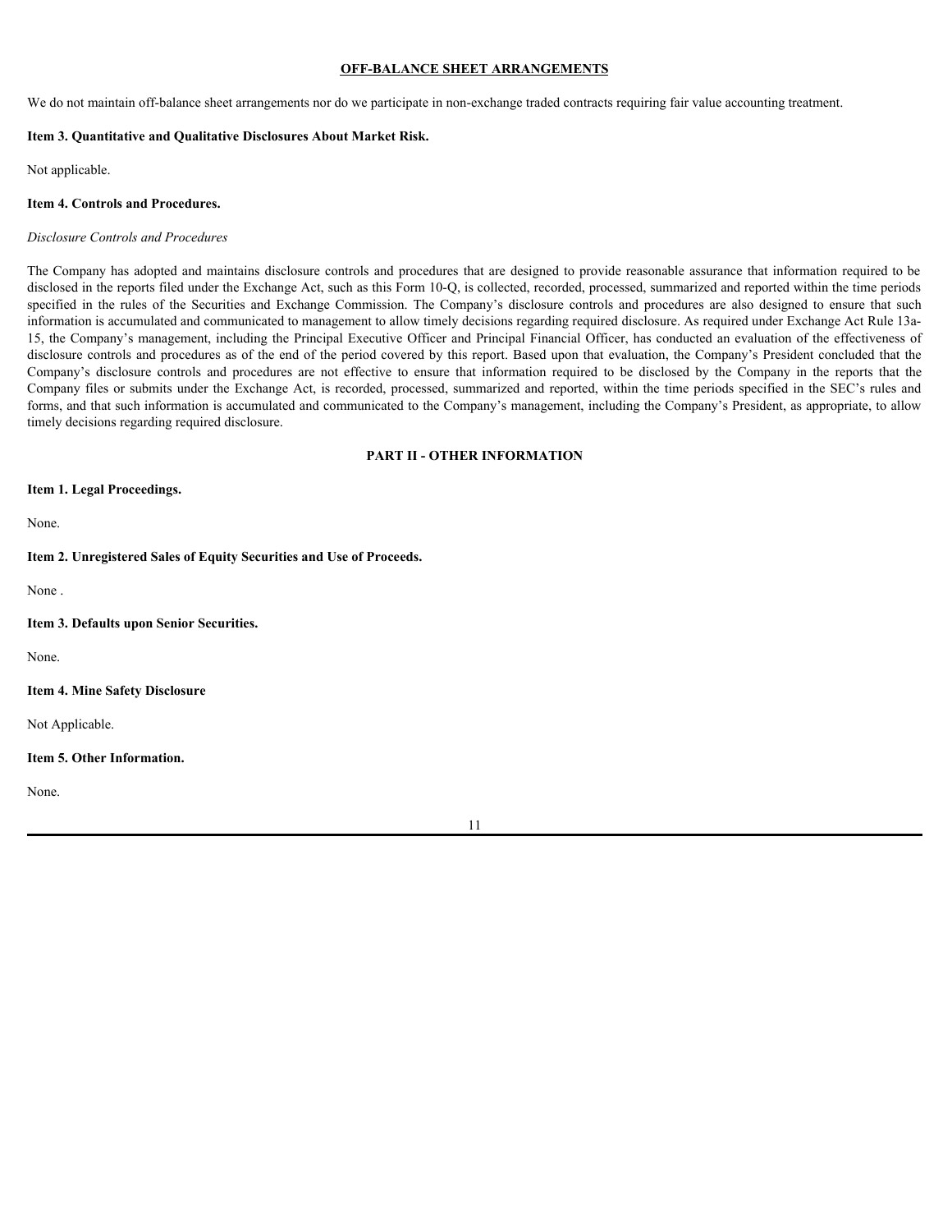## OFF-BALANCE SHEET ARRANGEMENTS

We do not maintain off-balance sheet arrangements nor do we participate in non-exchange traded contracts requiring fair value accounting treatment.

### Item 3. Quantitative and Qualitative Disclosures About Market Risk.

Not applicable.

### Item 4. Controls and Procedures.

*Disclosure Controls and Procedures*

The Company has adopted and maintains disclosure controls and procedures that are designed to provide reasonable assurance that information required to be disclosed in the reports filed under the Exchange Act, such as this Form 10-Q, is collected, recorded, processed, summarized and reported within the time periods specified in the rules of the Securities and Exchange Commission. The Company's disclosure controls and procedures are also designed to ensure that such information is accumulated and communicated to management to allow timely decisions regarding required disclosure. As required under Exchange Act Rule 13a-15, the Company's management, including the Principal Executive Officer and Principal Financial Officer, has conducted an evaluation of the effectiveness of disclosure controls and procedures as of the end of the period covered by this report. Based upon that evaluation, the Company's President concluded that the Company's disclosure controls and procedures are not effective to ensure that information required to be disclosed by the Company in the reports that the Company files or submits under the Exchange Act, is recorded, processed, summarized and reported, within the time periods specified in the SEC's rules and forms, and that such information is accumulated and communicated to the Company's management, including the Company's President, as appropriate, to allow timely decisions regarding required disclosure.

## PART II - OTHER INFORMATION

### Item 1. Legal Proceedings.

None.

### Item 2. Unregistered Sales of Equity Securities and Use of Proceeds.

None .

### Item 3. Defaults upon Senior Securities.

None.

### Item 4. Mine Safety Disclosure

Not Applicable.

### Item 5. Other Information.

None.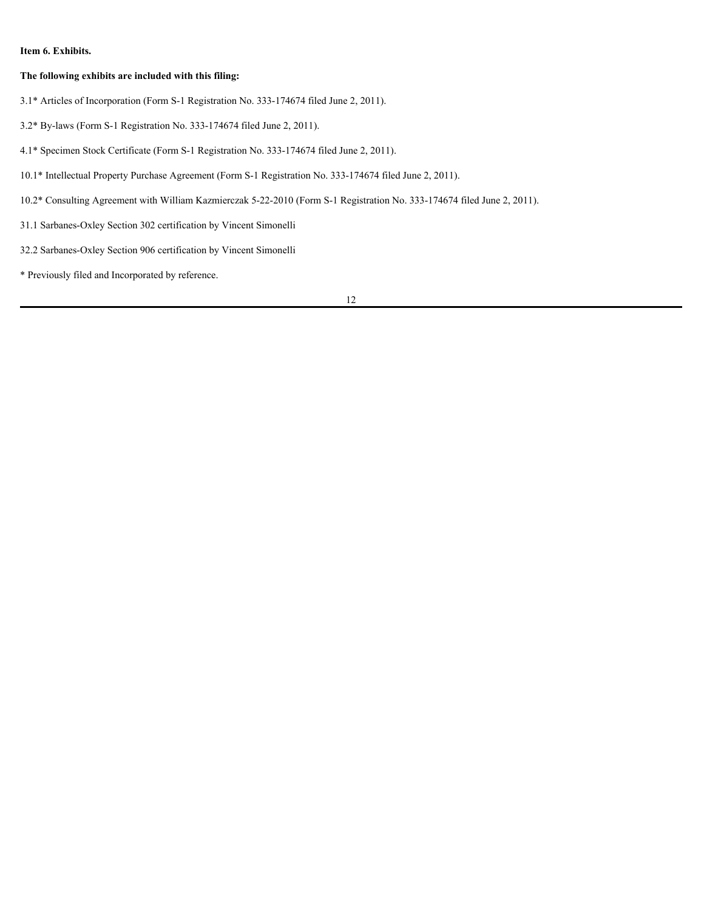**Item 6. Exhibits.**

**The following exhibits are included with this filing:**

3.1* Articles of Incorporation (Form S-1 Registration No. 333-174674 filed June 2, 2011).

3.2* By-laws (Form S-1 Registration No. 333-174674 filed June 2, 2011).

4.1* Specimen Stock Certificate (Form S-1 Registration No. 333-174674 filed June 2, 2011).

10.1* Intellectual Property Purchase Agreement (Form S-1 Registration No. 333-174674 filed June 2, 2011).

10.2* Consulting Agreement with William Kazmierczak 5-22-2010 (Form S-1 Registration No. 333-174674 filed June 2, 2011).

31.1 Sarbanes-Oxley Section 302 certification by Vincent Simonelli

32.2 Sarbanes-Oxley Section 906 certification by Vincent Simonelli

* Previously filed and Incorporated by reference.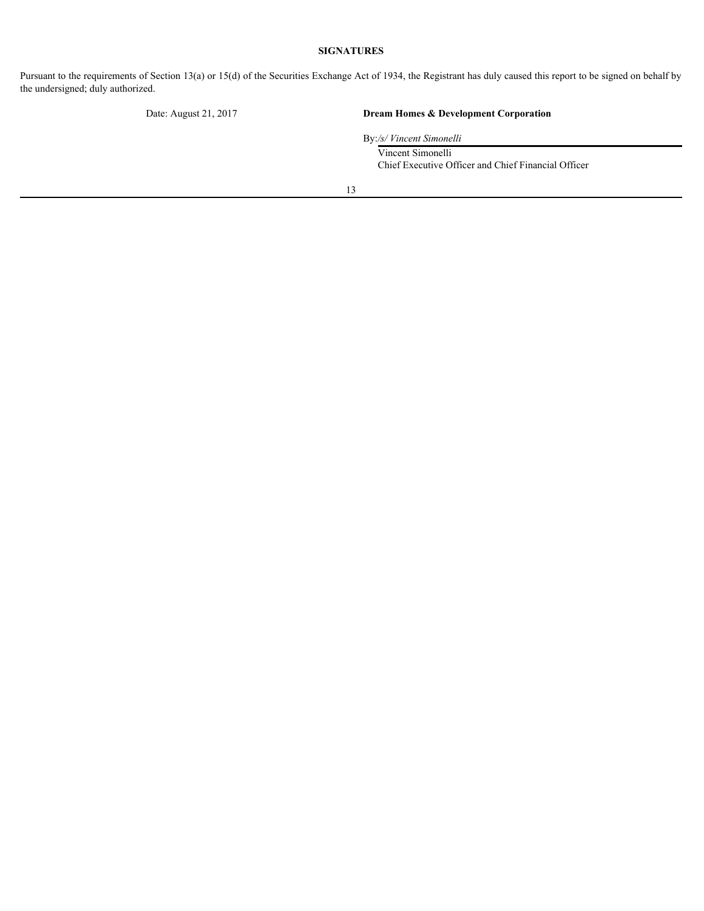## SIGNATURES

Pursuant to the requirements of Section 13(a) or 15(d) of the Securities Exchange Act of 1934, the Registrant has duly caused this report to be signed on behalf by the undersigned; duly authorized.

Date: August 21, 2017

**Dream Homes & Development Corporation**

By: */s/ Vincent Simonelli*

Vincent Simonelli
Chief Executive Officer and Chief Financial Officer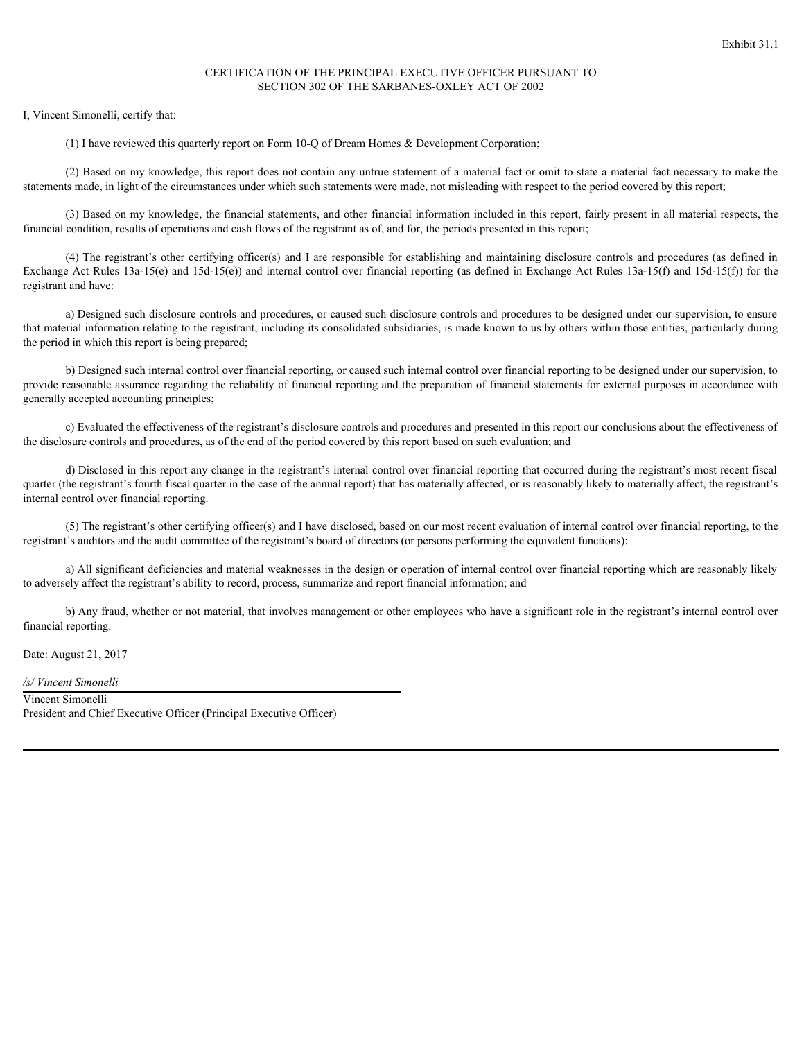Exhibit 31.1

# CERTIFICATION OF THE PRINCIPAL EXECUTIVE OFFICER PURSUANT TO SECTION 302 OF THE SARBANES-OXLEY ACT OF 2002

I, Vincent Simonelli, certify that:

(1) I have reviewed this quarterly report on Form 10-Q of Dream Homes & Development Corporation;

(2) Based on my knowledge, this report does not contain any untrue statement of a material fact or omit to state a material fact necessary to make the statements made, in light of the circumstances under which such statements were made, not misleading with respect to the period covered by this report;

(3) Based on my knowledge, the financial statements, and other financial information included in this report, fairly present in all material respects, the financial condition, results of operations and cash flows of the registrant as of, and for, the periods presented in this report;

(4) The registrant's other certifying officer(s) and I are responsible for establishing and maintaining disclosure controls and procedures (as defined in Exchange Act Rules 13a-15(e) and 15d-15(e)) and internal control over financial reporting (as defined in Exchange Act Rules 13a-15(f) and 15d-15(f)) for the registrant and have:

a) Designed such disclosure controls and procedures, or caused such disclosure controls and procedures to be designed under our supervision, to ensure that material information relating to the registrant, including its consolidated subsidiaries, is made known to us by others within those entities, particularly during the period in which this report is being prepared;

b) Designed such internal control over financial reporting, or caused such internal control over financial reporting to be designed under our supervision, to provide reasonable assurance regarding the reliability of financial reporting and the preparation of financial statements for external purposes in accordance with generally accepted accounting principles;

c) Evaluated the effectiveness of the registrant's disclosure controls and procedures and presented in this report our conclusions about the effectiveness of the disclosure controls and procedures, as of the end of the period covered by this report based on such evaluation; and

d) Disclosed in this report any change in the registrant's internal control over financial reporting that occurred during the registrant's most recent fiscal quarter (the registrant's fourth fiscal quarter in the case of the annual report) that has materially affected, or is reasonably likely to materially affect, the registrant's internal control over financial reporting.

(5) The registrant's other certifying officer(s) and I have disclosed, based on our most recent evaluation of internal control over financial reporting, to the registrant's auditors and the audit committee of the registrant's board of directors (or persons performing the equivalent functions):

a) All significant deficiencies and material weaknesses in the design or operation of internal control over financial reporting which are reasonably likely to adversely affect the registrant's ability to record, process, summarize and report financial information; and

b) Any fraud, whether or not material, that involves management or other employees who have a significant role in the registrant's internal control over financial reporting.

Date: August 21, 2017

*/s/ Vincent Simonelli*

Vincent Simonelli
President and Chief Executive Officer (Principal Executive Officer)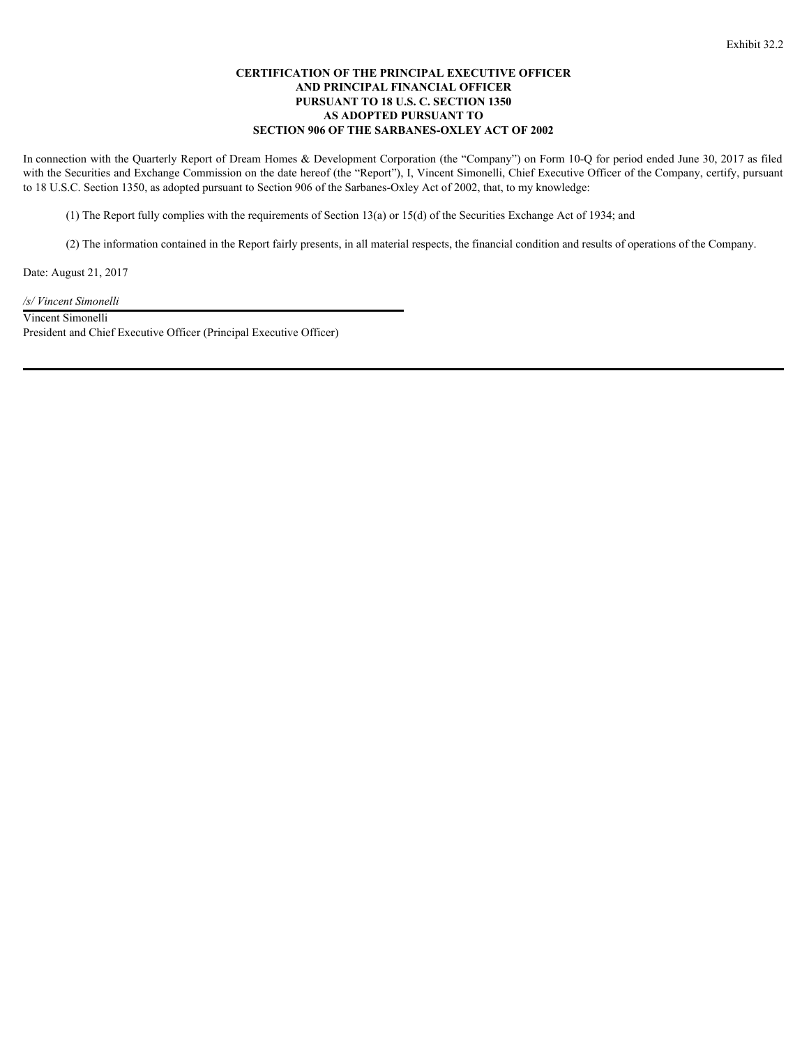Exhibit 32.2

**CERTIFICATION OF THE PRINCIPAL EXECUTIVE OFFICER**
**AND PRINCIPAL FINANCIAL OFFICER**
**PURSUANT TO 18 U.S. C. SECTION 1350**
**AS ADOPTED PURSUANT TO**
**SECTION 906 OF THE SARBANES-OXLEY ACT OF 2002**

In connection with the Quarterly Report of Dream Homes & Development Corporation (the "Company") on Form 10-Q for period ended June 30, 2017 as filed with the Securities and Exchange Commission on the date hereof (the "Report"), I, Vincent Simonelli, Chief Executive Officer of the Company, certify, pursuant to 18 U.S.C. Section 1350, as adopted pursuant to Section 906 of the Sarbanes-Oxley Act of 2002, that, to my knowledge:

(1) The Report fully complies with the requirements of Section 13(a) or 15(d) of the Securities Exchange Act of 1934; and

(2) The information contained in the Report fairly presents, in all material respects, the financial condition and results of operations of the Company.

Date: August 21, 2017

*/s/ Vincent Simonelli*

Vincent Simonelli
President and Chief Executive Officer (Principal Executive Officer)